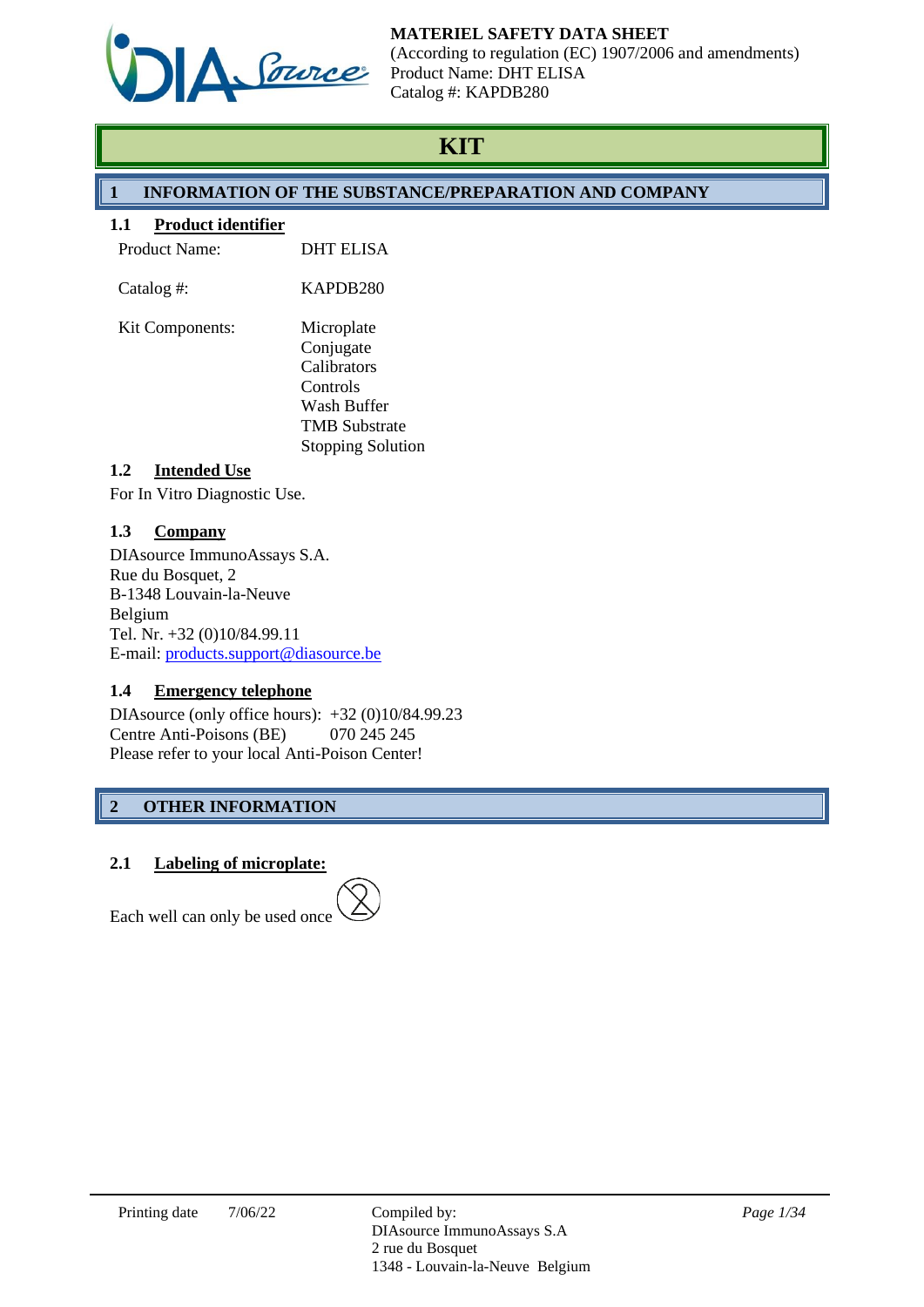**MATERIEL SAFETY DATA SHEET**
(According to regulation (EC) 1907/2006 and amendments)
Product Name: DHT ELISA
Catalog #: KAPDB280

# KIT

## 1 INFORMATION OF THE SUBSTANCE/PREPARATION AND COMPANY

### 1.1 Product identifier

| | |
|---|---|
| Product Name: | DHT ELISA |
| Catalog #: | KAPDB280 |
| Kit Components: | Microplate<br>Conjugate<br>Calibrators<br>Controls<br>Wash Buffer<br>TMB Substrate<br>Stopping Solution |

### 1.2 Intended Use

For In Vitro Diagnostic Use.

### 1.3 Company

DIAsource ImmunoAssays S.A.
Rue du Bosquet, 2
B-1348 Louvain-la-Neuve
Belgium
Tel. Nr. +32 (0)10/84.99.11
E-mail: products.support@diasource.be

### 1.4 Emergency telephone

DIAsource (only office hours): +32 (0)10/84.99.23
Centre Anti-Poisons (BE) 070 245 245
Please refer to your local Anti-Poison Center!

## 2 OTHER INFORMATION

### 2.1 Labeling of microplate:

Each well can only be used once

Printing date 7/06/22

Compiled by:
DIAsource ImmunoAssays S.A
2 rue du Bosquet
1348 - Louvain-la-Neuve Belgium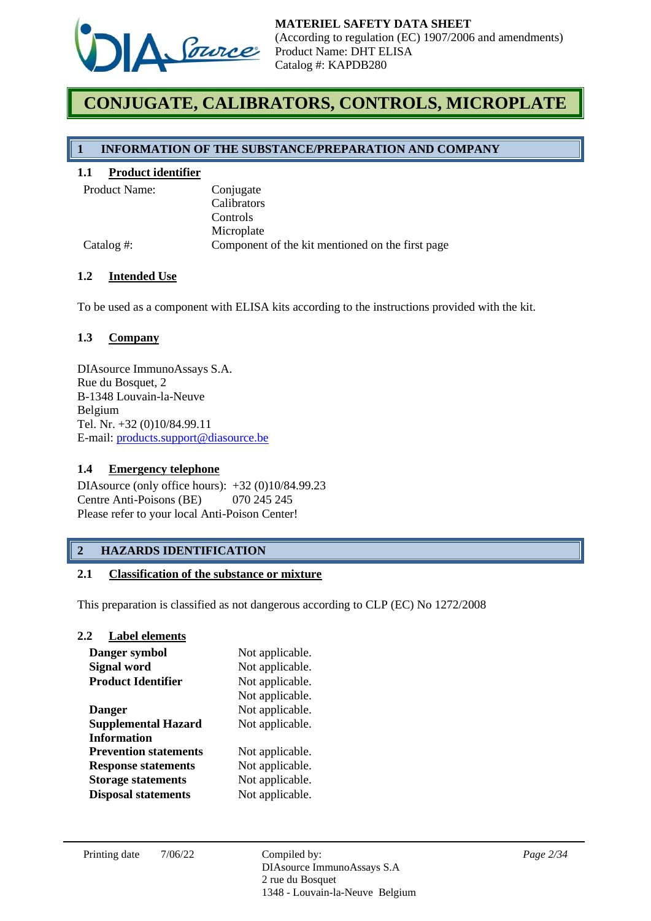**MATERIEL SAFETY DATA SHEET**
(According to regulation (EC) 1907/2006 and amendments)
Product Name: DHT ELISA
Catalog #: KAPDB280

# CONJUGATE, CALIBRATORS, CONTROLS, MICROPLATE

## 1 INFORMATION OF THE SUBSTANCE/PREPARATION AND COMPANY

### 1.1 Product identifier

| | |
|---|---|
| Product Name: | Conjugate<br>Calibrators<br>Controls<br>Microplate |
| Catalog #: | Component of the kit mentioned on the first page |

### 1.2 Intended Use

To be used as a component with ELISA kits according to the instructions provided with the kit.

### 1.3 Company

DIAsource ImmunoAssays S.A.
Rue du Bosquet, 2
B-1348 Louvain-la-Neuve
Belgium
Tel. Nr. +32 (0)10/84.99.11
E-mail: products.support@diasource.be

### 1.4 Emergency telephone

DIAsource (only office hours): +32 (0)10/84.99.23
Centre Anti-Poisons (BE) 070 245 245
Please refer to your local Anti-Poison Center!

## 2 HAZARDS IDENTIFICATION

### 2.1 Classification of the substance or mixture

This preparation is classified as not dangerous according to CLP (EC) No 1272/2008

### 2.2 Label elements

| | |
|---|---|
| **Danger symbol** | Not applicable. |
| **Signal word** | Not applicable. |
| **Product Identifier** | Not applicable.<br>Not applicable. |
| **Danger** | Not applicable. |
| **Supplemental Hazard Information** | Not applicable. |
| **Prevention statements** | Not applicable. |
| **Response statements** | Not applicable. |
| **Storage statements** | Not applicable. |
| **Disposal statements** | Not applicable. |

Printing date 7/06/22

Compiled by:
DIAsource ImmunoAssays S.A
2 rue du Bosquet
1348 - Louvain-la-Neuve Belgium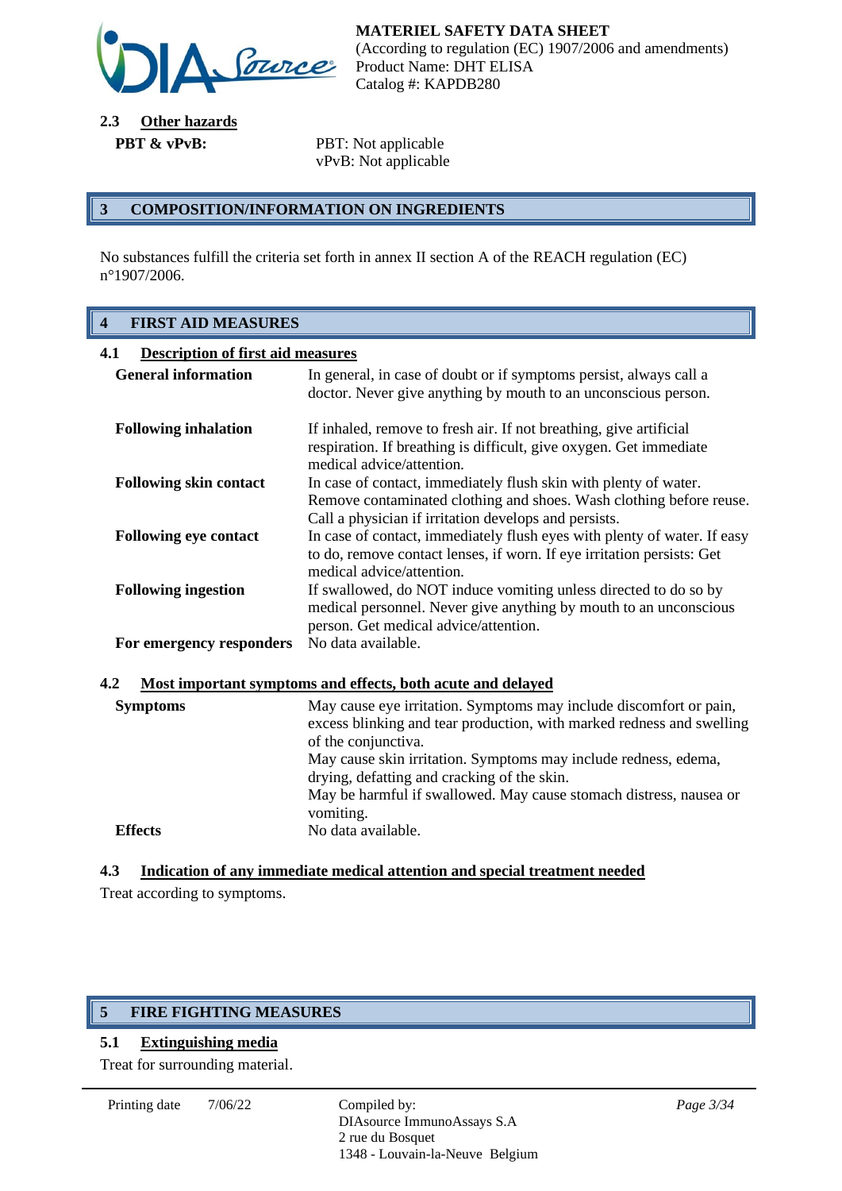### 2.3 Other hazards

| | |
|---|---|
| **PBT & vPvB:** | PBT: Not applicable<br>vPvB: Not applicable |

## 3 COMPOSITION/INFORMATION ON INGREDIENTS

No substances fulfill the criteria set forth in annex II section A of the REACH regulation (EC) n°1907/2006.

## 4 FIRST AID MEASURES

### 4.1 Description of first aid measures

| | |
|---|---|
| **General information** | In general, in case of doubt or if symptoms persist, always call a doctor. Never give anything by mouth to an unconscious person. |
| **Following inhalation** | If inhaled, remove to fresh air. If not breathing, give artificial respiration. If breathing is difficult, give oxygen. Get immediate medical advice/attention. |
| **Following skin contact** | In case of contact, immediately flush skin with plenty of water. Remove contaminated clothing and shoes. Wash clothing before reuse. Call a physician if irritation develops and persists. |
| **Following eye contact** | In case of contact, immediately flush eyes with plenty of water. If easy to do, remove contact lenses, if worn. If eye irritation persists: Get medical advice/attention. |
| **Following ingestion** | If swallowed, do NOT induce vomiting unless directed to do so by medical personnel. Never give anything by mouth to an unconscious person. Get medical advice/attention. |
| **For emergency responders** | No data available. |

### 4.2 Most important symptoms and effects, both acute and delayed

| | |
|---|---|
| **Symptoms** | May cause eye irritation. Symptoms may include discomfort or pain, excess blinking and tear production, with marked redness and swelling of the conjunctiva.<br>May cause skin irritation. Symptoms may include redness, edema, drying, defatting and cracking of the skin.<br>May be harmful if swallowed. May cause stomach distress, nausea or vomiting. |
| **Effects** | No data available. |

### 4.3 Indication of any immediate medical attention and special treatment needed

Treat according to symptoms.

## 5 FIRE FIGHTING MEASURES

### 5.1 Extinguishing media

Treat for surrounding material.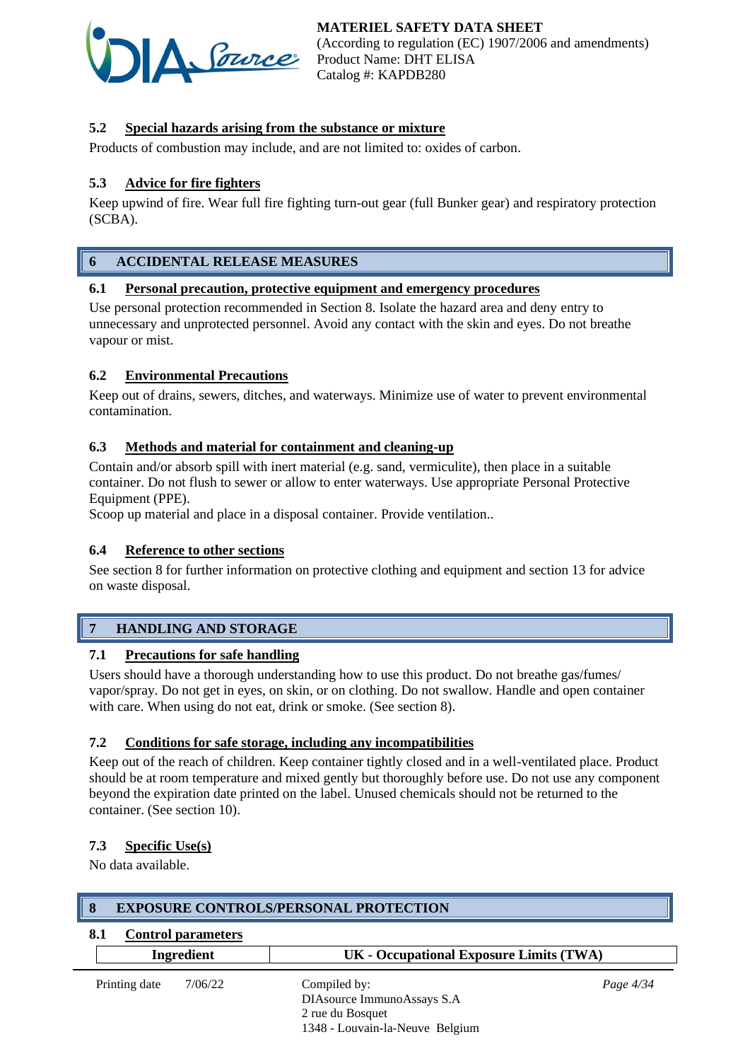### 5.2 Special hazards arising from the substance or mixture

Products of combustion may include, and are not limited to: oxides of carbon.

### 5.3 Advice for fire fighters

Keep upwind of fire. Wear full fire fighting turn-out gear (full Bunker gear) and respiratory protection (SCBA).

## 6 ACCIDENTAL RELEASE MEASURES

### 6.1 Personal precaution, protective equipment and emergency procedures

Use personal protection recommended in Section 8. Isolate the hazard area and deny entry to unnecessary and unprotected personnel. Avoid any contact with the skin and eyes. Do not breathe vapour or mist.

### 6.2 Environmental Precautions

Keep out of drains, sewers, ditches, and waterways. Minimize use of water to prevent environmental contamination.

### 6.3 Methods and material for containment and cleaning-up

Contain and/or absorb spill with inert material (e.g. sand, vermiculite), then place in a suitable container. Do not flush to sewer or allow to enter waterways. Use appropriate Personal Protective Equipment (PPE).
Scoop up material and place in a disposal container. Provide ventilation..

### 6.4 Reference to other sections

See section 8 for further information on protective clothing and equipment and section 13 for advice on waste disposal.

## 7 HANDLING AND STORAGE

### 7.1 Precautions for safe handling

Users should have a thorough understanding how to use this product. Do not breathe gas/fumes/ vapor/spray. Do not get in eyes, on skin, or on clothing. Do not swallow. Handle and open container with care. When using do not eat, drink or smoke. (See section 8).

### 7.2 Conditions for safe storage, including any incompatibilities

Keep out of the reach of children. Keep container tightly closed and in a well-ventilated place. Product should be at room temperature and mixed gently but thoroughly before use. Do not use any component beyond the expiration date printed on the label. Unused chemicals should not be returned to the container. (See section 10).

### 7.3 Specific Use(s)

No data available.

## 8 EXPOSURE CONTROLS/PERSONAL PROTECTION

### 8.1 Control parameters

| Ingredient | UK - Occupational Exposure Limits (TWA) |
|---|---|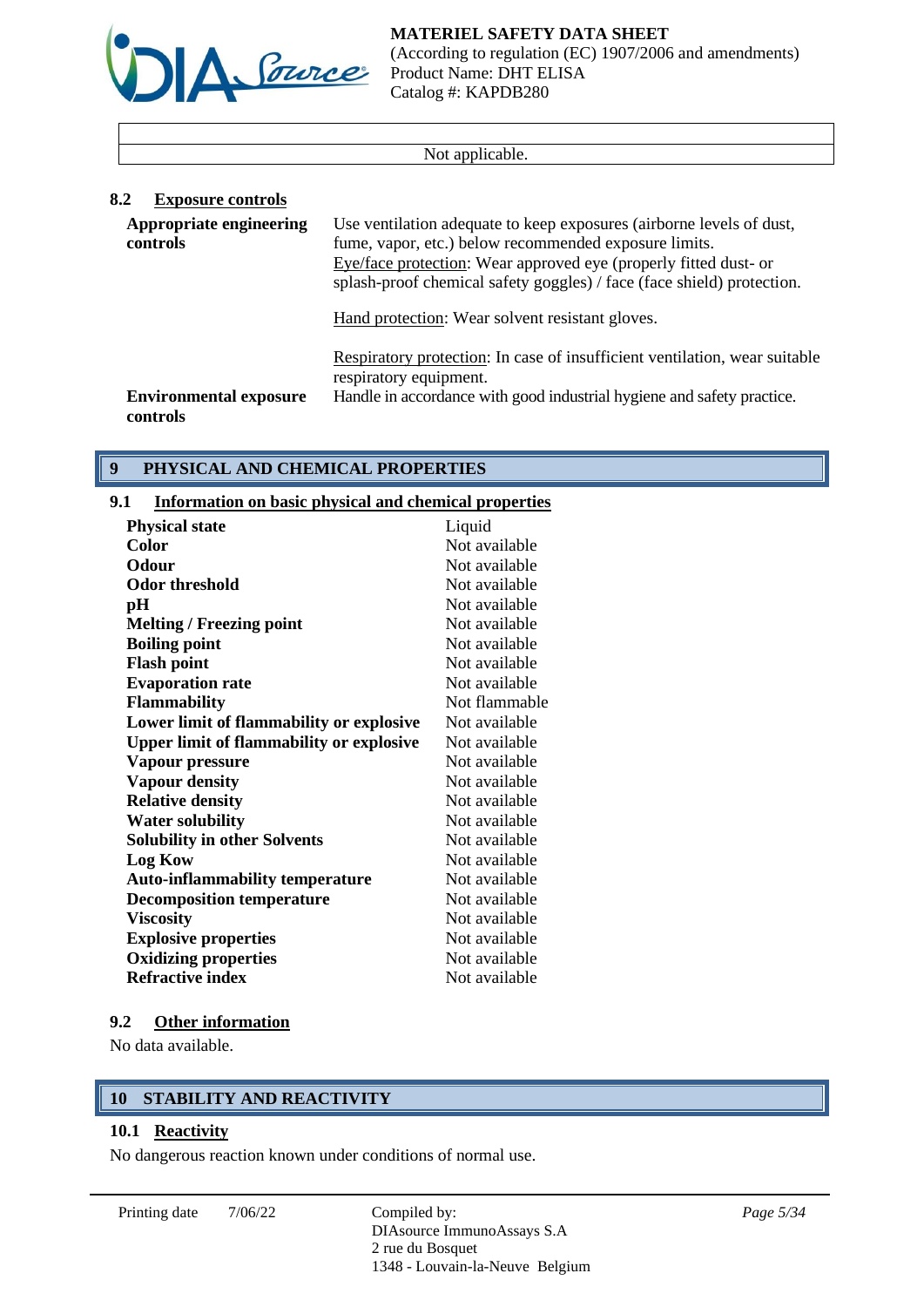| |
|---|
| Not applicable. |

### 8.2 Exposure controls

**Appropriate engineering controls**

Use ventilation adequate to keep exposures (airborne levels of dust, fume, vapor, etc.) below recommended exposure limits.
Eye/face protection: Wear approved eye (properly fitted dust- or splash-proof chemical safety goggles) / face (face shield) protection.

Hand protection: Wear solvent resistant gloves.

Respiratory protection: In case of insufficient ventilation, wear suitable respiratory equipment.

**Environmental exposure controls**

Handle in accordance with good industrial hygiene and safety practice.

## 9 PHYSICAL AND CHEMICAL PROPERTIES

### 9.1 Information on basic physical and chemical properties

| | |
|---|---|
| **Physical state** | Liquid |
| **Color** | Not available |
| **Odour** | Not available |
| **Odor threshold** | Not available |
| **pH** | Not available |
| **Melting / Freezing point** | Not available |
| **Boiling point** | Not available |
| **Flash point** | Not available |
| **Evaporation rate** | Not available |
| **Flammability** | Not flammable |
| **Lower limit of flammability or explosive** | Not available |
| **Upper limit of flammability or explosive** | Not available |
| **Vapour pressure** | Not available |
| **Vapour density** | Not available |
| **Relative density** | Not available |
| **Water solubility** | Not available |
| **Solubility in other Solvents** | Not available |
| **Log Kow** | Not available |
| **Auto-inflammability temperature** | Not available |
| **Decomposition temperature** | Not available |
| **Viscosity** | Not available |
| **Explosive properties** | Not available |
| **Oxidizing properties** | Not available |
| **Refractive index** | Not available |

### 9.2 Other information

No data available.

## 10 STABILITY AND REACTIVITY

### 10.1 Reactivity

No dangerous reaction known under conditions of normal use.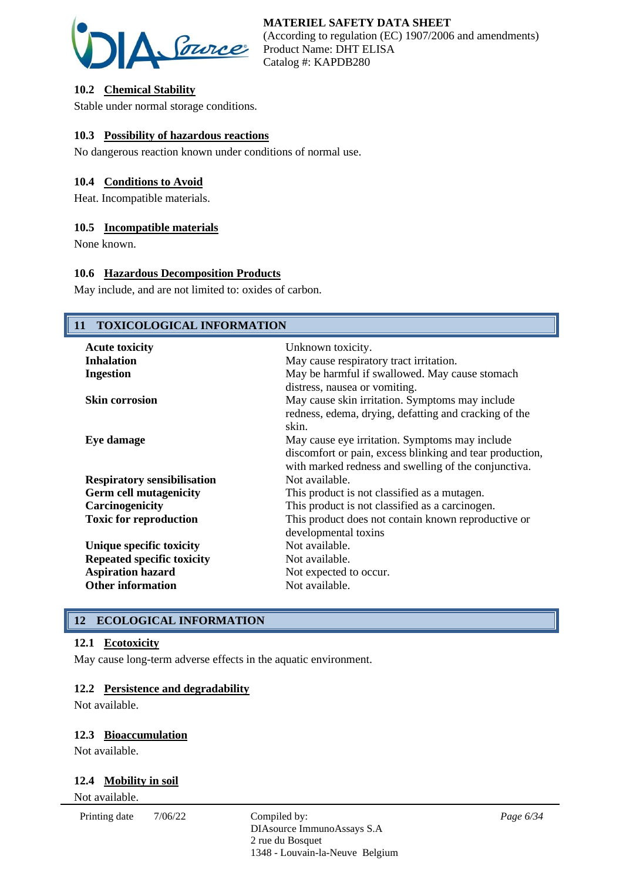### 10.2 Chemical Stability

Stable under normal storage conditions.

### 10.3 Possibility of hazardous reactions

No dangerous reaction known under conditions of normal use.

### 10.4 Conditions to Avoid

Heat. Incompatible materials.

### 10.5 Incompatible materials

None known.

### 10.6 Hazardous Decomposition Products

May include, and are not limited to: oxides of carbon.

## 11 TOXICOLOGICAL INFORMATION

| | |
|---|---|
| **Acute toxicity** | Unknown toxicity. |
| **Inhalation** | May cause respiratory tract irritation. |
| **Ingestion** | May be harmful if swallowed. May cause stomach distress, nausea or vomiting. |
| **Skin corrosion** | May cause skin irritation. Symptoms may include redness, edema, drying, defatting and cracking of the skin. |
| **Eye damage** | May cause eye irritation. Symptoms may include discomfort or pain, excess blinking and tear production, with marked redness and swelling of the conjunctiva. |
| **Respiratory sensibilisation** | Not available. |
| **Germ cell mutagenicity** | This product is not classified as a mutagen. |
| **Carcinogenicity** | This product is not classified as a carcinogen. |
| **Toxic for reproduction** | This product does not contain known reproductive or developmental toxins |
| **Unique specific toxicity** | Not available. |
| **Repeated specific toxicity** | Not available. |
| **Aspiration hazard** | Not expected to occur. |
| **Other information** | Not available. |

## 12 ECOLOGICAL INFORMATION

### 12.1 Ecotoxicity

May cause long-term adverse effects in the aquatic environment.

### 12.2 Persistence and degradability

Not available.

### 12.3 Bioaccumulation

Not available.

### 12.4 Mobility in soil

Not available.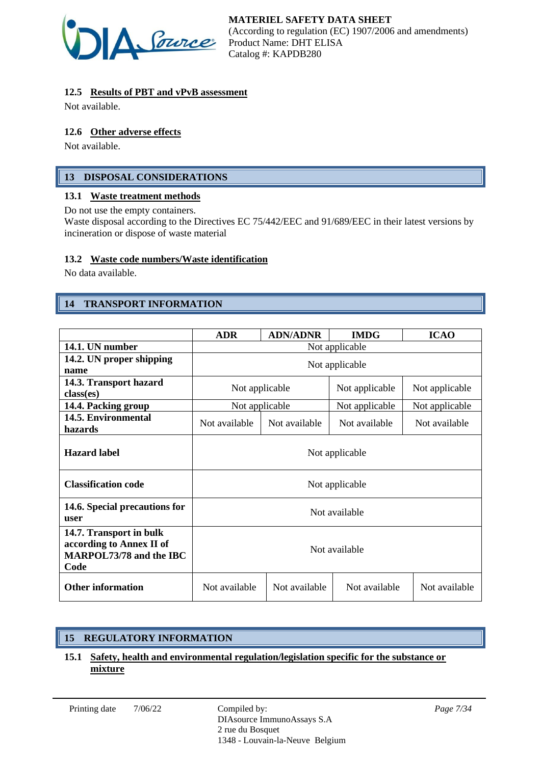#### 12.5 Results of PBT and vPvB assessment

Not available.

#### 12.6 Other adverse effects

Not available.

## 13 DISPOSAL CONSIDERATIONS

#### 13.1 Waste treatment methods

Do not use the empty containers.
Waste disposal according to the Directives EC 75/442/EEC and 91/689/EEC in their latest versions by incineration or dispose of waste material

#### 13.2 Waste code numbers/Waste identification

No data available.

## 14 TRANSPORT INFORMATION

| | ADR | ADN/ADNR | IMDG | ICAO |
|---|---|---|---|---|
| **14.1. UN number** | Not applicable | | | |
| **14.2. UN proper shipping name** | Not applicable | | | |
| **14.3. Transport hazard class(es)** | Not applicable | | Not applicable | Not applicable |
| **14.4. Packing group** | Not applicable | | Not applicable | Not applicable |
| **14.5. Environmental hazards** | Not available | Not available | Not available | Not available |
| **Hazard label** | Not applicable | | | |
| **Classification code** | Not applicable | | | |
| **14.6. Special precautions for user** | Not available | | | |
| **14.7. Transport in bulk according to Annex II of MARPOL73/78 and the IBC Code** | Not available | | | |
| **Other information** | Not available | Not available | Not available | Not available |

## 15 REGULATORY INFORMATION

#### 15.1 Safety, health and environmental regulation/legislation specific for the substance or mixture

Printing date 7/06/22

Compiled by:
DIAsource ImmunoAssays S.A
2 rue du Bosquet
1348 - Louvain-la-Neuve Belgium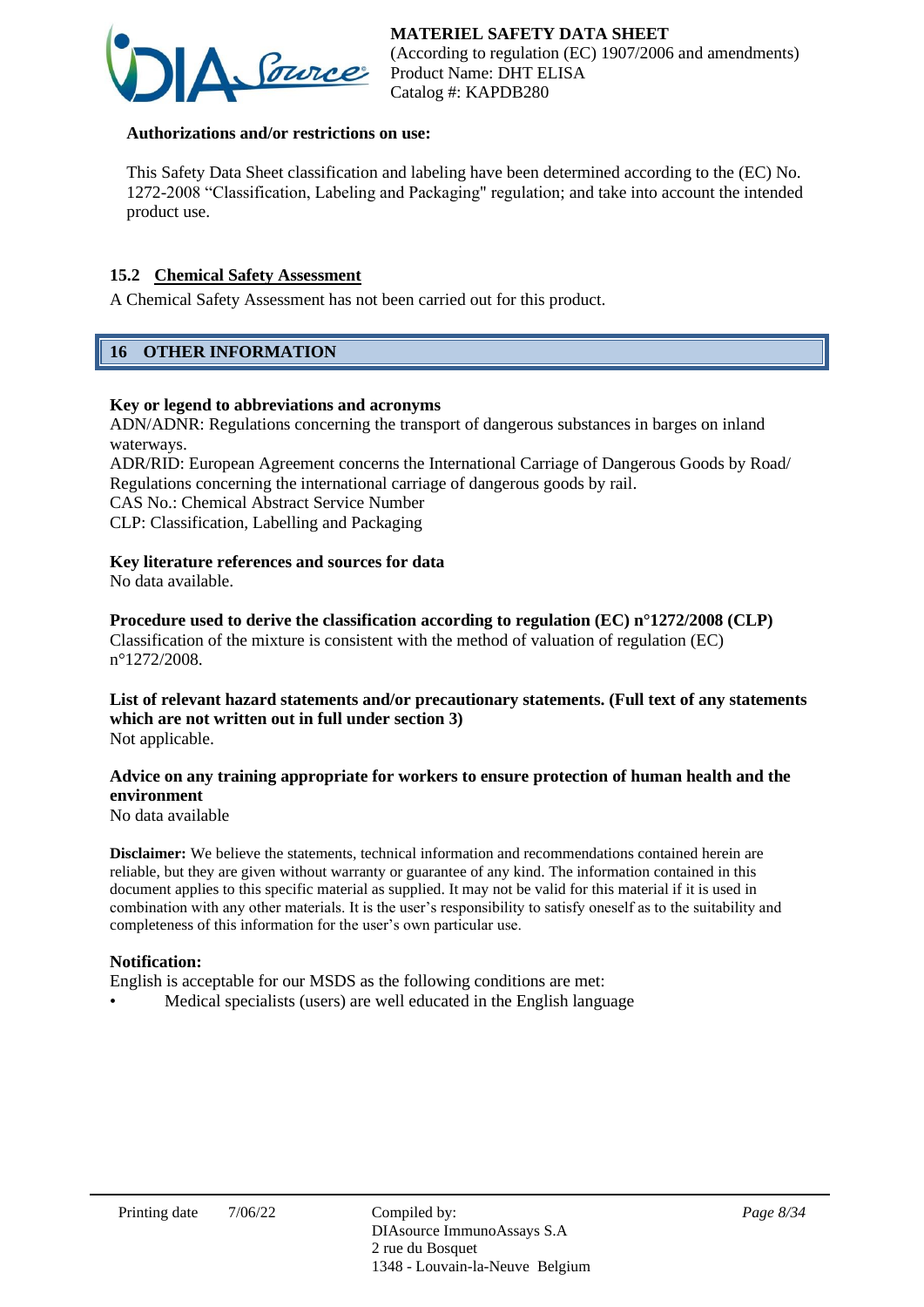**Authorizations and/or restrictions on use:**

This Safety Data Sheet classification and labeling have been determined according to the (EC) No. 1272-2008 "Classification, Labeling and Packaging" regulation; and take into account the intended product use.

### 15.2 Chemical Safety Assessment

A Chemical Safety Assessment has not been carried out for this product.

## 16 OTHER INFORMATION

**Key or legend to abbreviations and acronyms**

ADN/ADNR: Regulations concerning the transport of dangerous substances in barges on inland waterways.
ADR/RID: European Agreement concerns the International Carriage of Dangerous Goods by Road/ Regulations concerning the international carriage of dangerous goods by rail.
CAS No.: Chemical Abstract Service Number
CLP: Classification, Labelling and Packaging

**Key literature references and sources for data**

No data available.

**Procedure used to derive the classification according to regulation (EC) n°1272/2008 (CLP)**

Classification of the mixture is consistent with the method of valuation of regulation (EC) n°1272/2008.

**List of relevant hazard statements and/or precautionary statements. (Full text of any statements which are not written out in full under section 3)**

Not applicable.

**Advice on any training appropriate for workers to ensure protection of human health and the environment**

No data available

**Disclaimer:** We believe the statements, technical information and recommendations contained herein are reliable, but they are given without warranty or guarantee of any kind. The information contained in this document applies to this specific material as supplied. It may not be valid for this material if it is used in combination with any other materials. It is the user's responsibility to satisfy oneself as to the suitability and completeness of this information for the user's own particular use.

**Notification:**

English is acceptable for our MSDS as the following conditions are met:

- Medical specialists (users) are well educated in the English language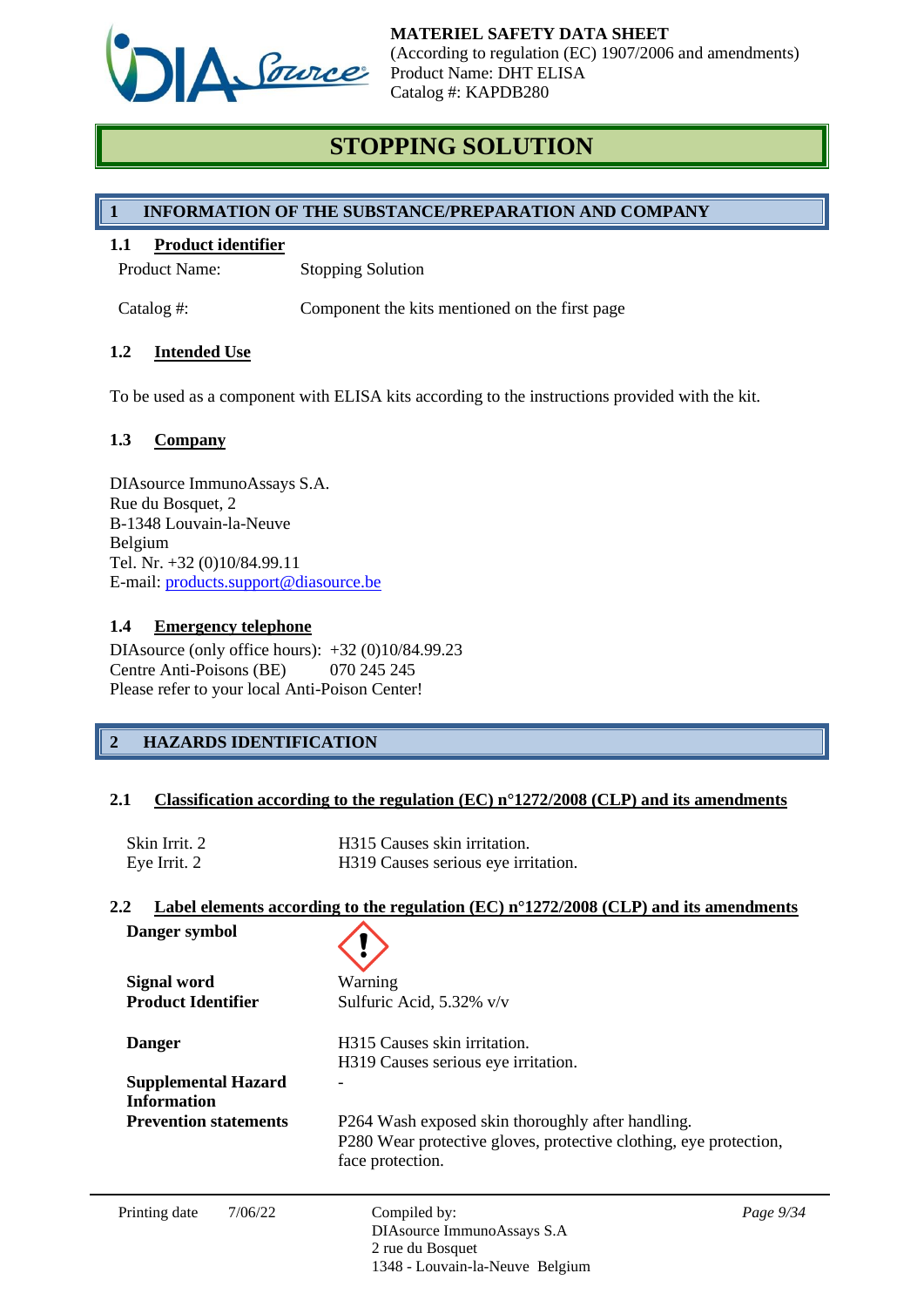**MATERIEL SAFETY DATA SHEET**
(According to regulation (EC) 1907/2006 and amendments)
Product Name: DHT ELISA
Catalog #: KAPDB280

# STOPPING SOLUTION

## 1 INFORMATION OF THE SUBSTANCE/PREPARATION AND COMPANY

### 1.1 Product identifier

| | |
|---|---|
| Product Name: | Stopping Solution |
| Catalog #: | Component the kits mentioned on the first page |

### 1.2 Intended Use

To be used as a component with ELISA kits according to the instructions provided with the kit.

### 1.3 Company

DIAsource ImmunoAssays S.A.
Rue du Bosquet, 2
B-1348 Louvain-la-Neuve
Belgium
Tel. Nr. +32 (0)10/84.99.11
E-mail: products.support@diasource.be

### 1.4 Emergency telephone

DIAsource (only office hours): +32 (0)10/84.99.23
Centre Anti-Poisons (BE) 070 245 245
Please refer to your local Anti-Poison Center!

## 2 HAZARDS IDENTIFICATION

### 2.1 Classification according to the regulation (EC) n°1272/2008 (CLP) and its amendments

| | |
|---|---|
| Skin Irrit. 2 | H315 Causes skin irritation. |
| Eye Irrit. 2 | H319 Causes serious eye irritation. |

### 2.2 Label elements according to the regulation (EC) n°1272/2008 (CLP) and its amendments

| | |
|---|---|
| **Danger symbol** | |
| **Signal word** | Warning |
| **Product Identifier** | Sulfuric Acid, 5.32% v/v |
| **Danger** | H315 Causes skin irritation.<br>H319 Causes serious eye irritation. |
| **Supplemental Hazard Information** | - |
| **Prevention statements** | P264 Wash exposed skin thoroughly after handling.<br>P280 Wear protective gloves, protective clothing, eye protection, face protection. |

Printing date 7/06/22

Compiled by:
DIAsource ImmunoAssays S.A
2 rue du Bosquet
1348 - Louvain-la-Neuve Belgium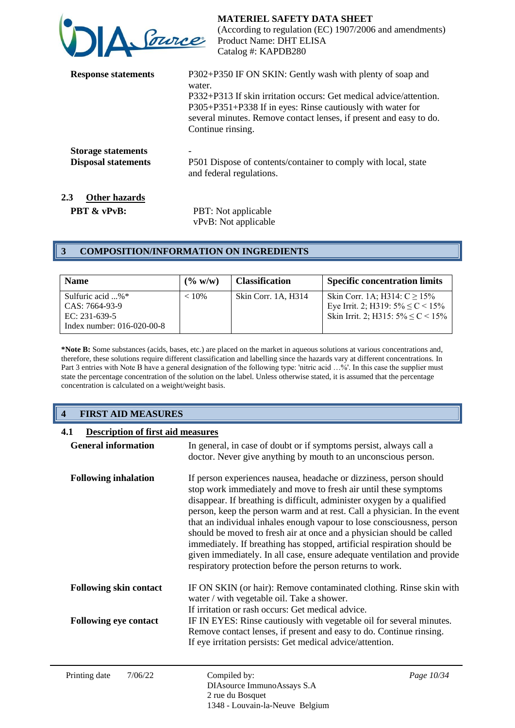| | |
|---|---|
| **Response statements** | P302+P350 IF ON SKIN: Gently wash with plenty of soap and water.<br>P332+P313 If skin irritation occurs: Get medical advice/attention.<br>P305+P351+P338 If in eyes: Rinse cautiously with water for several minutes. Remove contact lenses, if present and easy to do. Continue rinsing. |
| **Storage statements** | - |
| **Disposal statements** | P501 Dispose of contents/container to comply with local, state and federal regulations. |

### 2.3 Other hazards

**PBT & vPvB:** PBT: Not applicable
vPvB: Not applicable

## 3 COMPOSITION/INFORMATION ON INGREDIENTS

| Name | (% w/w) | Classification | Specific concentration limits |
|---|---|---|---|
| Sulfuric acid ...%*<br>CAS: 7664-93-9<br>EC: 231-639-5<br>Index number: 016-020-00-8 | < 10% | Skin Corr. 1A, H314 | Skin Corr. 1A; H314: $C \geq 15\%$<br>Eye Irrit. 2; H319: $5\% \leq C < 15\%$<br>Skin Irrit. 2; H315: $5\% \leq C < 15\%$ |

***Note B:** Some substances (acids, bases, etc.) are placed on the market in aqueous solutions at various concentrations and, therefore, these solutions require different classification and labelling since the hazards vary at different concentrations. In Part 3 entries with Note B have a general designation of the following type: 'nitric acid …%'. In this case the supplier must state the percentage concentration of the solution on the label. Unless otherwise stated, it is assumed that the percentage concentration is calculated on a weight/weight basis.

## 4 FIRST AID MEASURES

### 4.1 Description of first aid measures

**General information**
In general, in case of doubt or if symptoms persist, always call a doctor. Never give anything by mouth to an unconscious person.

**Following inhalation**
If person experiences nausea, headache or dizziness, person should stop work immediately and move to fresh air until these symptoms disappear. If breathing is difficult, administer oxygen by a qualified person, keep the person warm and at rest. Call a physician. In the event that an individual inhales enough vapour to lose consciousness, person should be moved to fresh air at once and a physician should be called immediately. If breathing has stopped, artificial respiration should be given immediately. In all case, ensure adequate ventilation and provide respiratory protection before the person returns to work.

**Following skin contact**
IF ON SKIN (or hair): Remove contaminated clothing. Rinse skin with water / with vegetable oil. Take a shower.
If irritation or rash occurs: Get medical advice.

**Following eye contact**
IF IN EYES: Rinse cautiously with vegetable oil for several minutes. Remove contact lenses, if present and easy to do. Continue rinsing.
If eye irritation persists: Get medical advice/attention.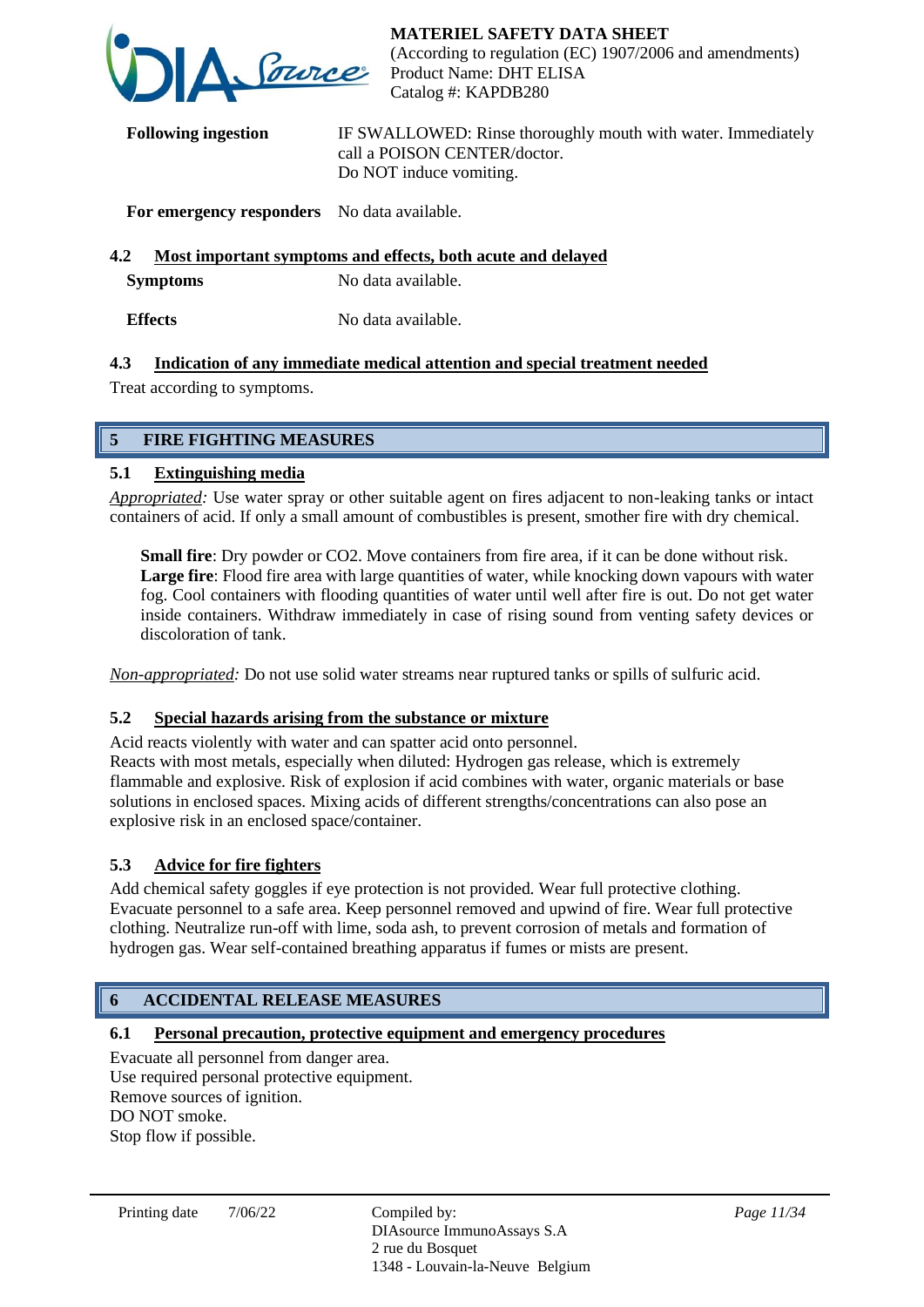| | |
|---|---|
| **Following ingestion** | IF SWALLOWED: Rinse thoroughly mouth with water. Immediately call a POISON CENTER/doctor. Do NOT induce vomiting. |
| **For emergency responders** | No data available. |

### 4.2 Most important symptoms and effects, both acute and delayed

| | |
|---|---|
| **Symptoms** | No data available. |
| **Effects** | No data available. |

### 4.3 Indication of any immediate medical attention and special treatment needed

Treat according to symptoms.

## 5 FIRE FIGHTING MEASURES

### 5.1 Extinguishing media

*Appropriated:* Use water spray or other suitable agent on fires adjacent to non-leaking tanks or intact containers of acid. If only a small amount of combustibles is present, smother fire with dry chemical.

**Small fire**: Dry powder or CO2. Move containers from fire area, if it can be done without risk.
**Large fire**: Flood fire area with large quantities of water, while knocking down vapours with water fog. Cool containers with flooding quantities of water until well after fire is out. Do not get water inside containers. Withdraw immediately in case of rising sound from venting safety devices or discoloration of tank.

*Non-appropriated:* Do not use solid water streams near ruptured tanks or spills of sulfuric acid.

### 5.2 Special hazards arising from the substance or mixture

Acid reacts violently with water and can spatter acid onto personnel.
Reacts with most metals, especially when diluted: Hydrogen gas release, which is extremely flammable and explosive. Risk of explosion if acid combines with water, organic materials or base solutions in enclosed spaces. Mixing acids of different strengths/concentrations can also pose an explosive risk in an enclosed space/container.

### 5.3 Advice for fire fighters

Add chemical safety goggles if eye protection is not provided. Wear full protective clothing. Evacuate personnel to a safe area. Keep personnel removed and upwind of fire. Wear full protective clothing. Neutralize run-off with lime, soda ash, to prevent corrosion of metals and formation of hydrogen gas. Wear self-contained breathing apparatus if fumes or mists are present.

## 6 ACCIDENTAL RELEASE MEASURES

### 6.1 Personal precaution, protective equipment and emergency procedures

Evacuate all personnel from danger area.
Use required personal protective equipment.
Remove sources of ignition.
DO NOT smoke.
Stop flow if possible.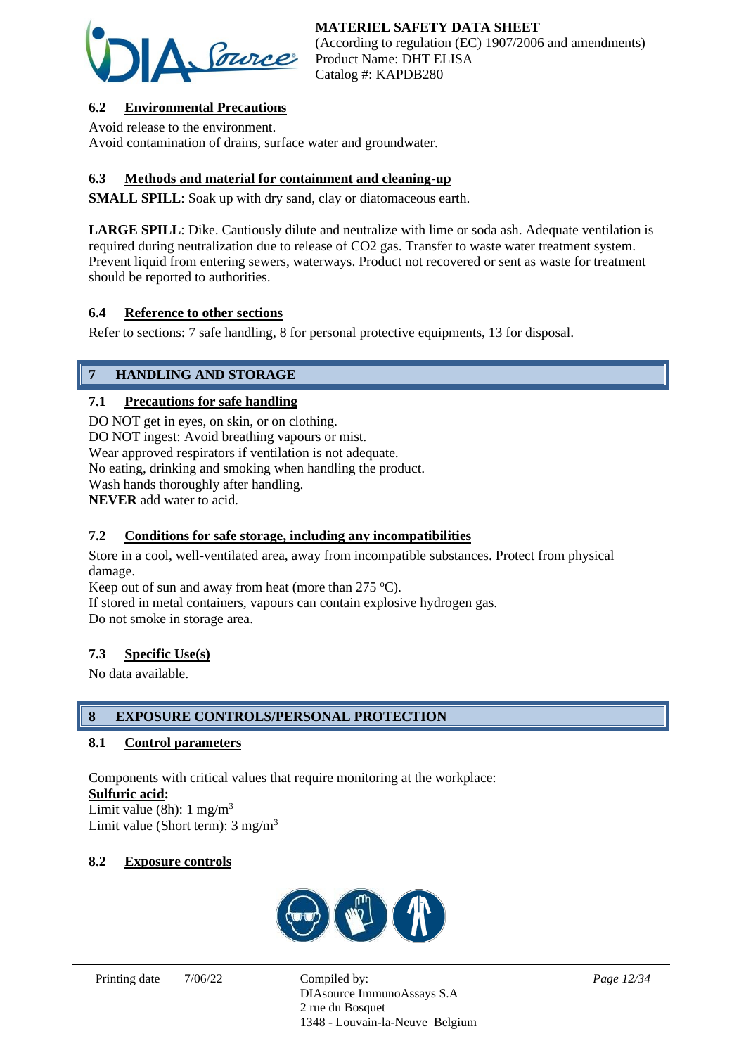### 6.2 Environmental Precautions

Avoid release to the environment.
Avoid contamination of drains, surface water and groundwater.

### 6.3 Methods and material for containment and cleaning-up

**SMALL SPILL**: Soak up with dry sand, clay or diatomaceous earth.

**LARGE SPILL**: Dike. Cautiously dilute and neutralize with lime or soda ash. Adequate ventilation is required during neutralization due to release of CO2 gas. Transfer to waste water treatment system. Prevent liquid from entering sewers, waterways. Product not recovered or sent as waste for treatment should be reported to authorities.

### 6.4 Reference to other sections

Refer to sections: 7 safe handling, 8 for personal protective equipments, 13 for disposal.

## 7 HANDLING AND STORAGE

### 7.1 Precautions for safe handling

DO NOT get in eyes, on skin, or on clothing.
DO NOT ingest: Avoid breathing vapours or mist.
Wear approved respirators if ventilation is not adequate.
No eating, drinking and smoking when handling the product.
Wash hands thoroughly after handling.
**NEVER** add water to acid.

### 7.2 Conditions for safe storage, including any incompatibilities

Store in a cool, well-ventilated area, away from incompatible substances. Protect from physical damage.
Keep out of sun and away from heat (more than 275 ºC).
If stored in metal containers, vapours can contain explosive hydrogen gas.
Do not smoke in storage area.

### 7.3 Specific Use(s)

No data available.

## 8 EXPOSURE CONTROLS/PERSONAL PROTECTION

### 8.1 Control parameters

Components with critical values that require monitoring at the workplace:
**Sulfuric acid:**
Limit value (8h): 1 mg/m$^3$
Limit value (Short term): 3 mg/m$^3$

### 8.2 Exposure controls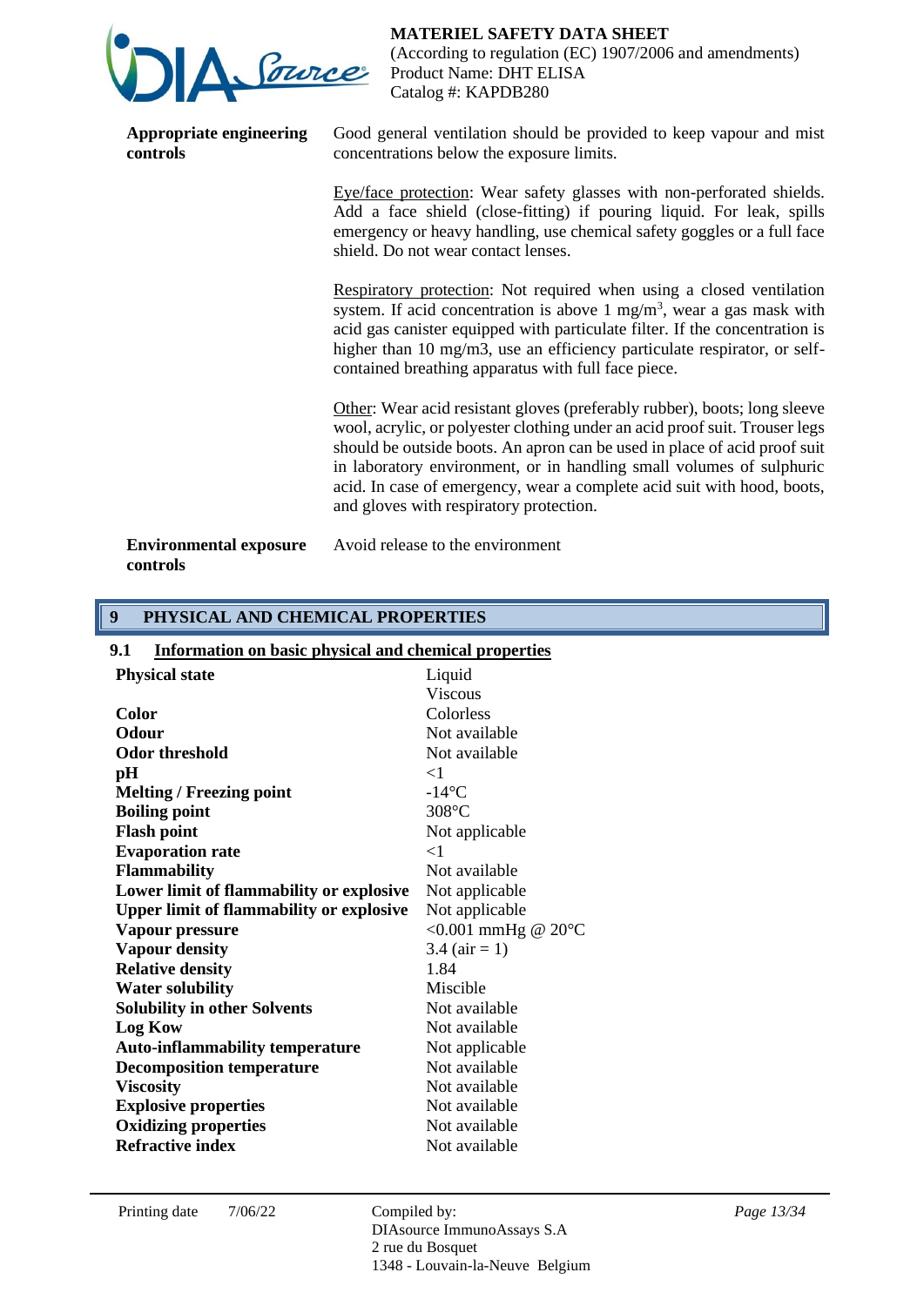**Appropriate engineering controls**

Good general ventilation should be provided to keep vapour and mist concentrations below the exposure limits.

Eye/face protection: Wear safety glasses with non-perforated shields. Add a face shield (close-fitting) if pouring liquid. For leak, spills emergency or heavy handling, use chemical safety goggles or a full face shield. Do not wear contact lenses.

Respiratory protection: Not required when using a closed ventilation system. If acid concentration is above 1 $mg/m^3$, wear a gas mask with acid gas canister equipped with particulate filter. If the concentration is higher than 10 mg/m3, use an efficiency particulate respirator, or self-contained breathing apparatus with full face piece.

Other: Wear acid resistant gloves (preferably rubber), boots; long sleeve wool, acrylic, or polyester clothing under an acid proof suit. Trouser legs should be outside boots. An apron can be used in place of acid proof suit in laboratory environment, or in handling small volumes of sulphuric acid. In case of emergency, wear a complete acid suit with hood, boots, and gloves with respiratory protection.

**Environmental exposure controls**

Avoid release to the environment

## 9 PHYSICAL AND CHEMICAL PROPERTIES

### 9.1 Information on basic physical and chemical properties

| | |
|---|---|
| **Physical state** | Liquid<br>Viscous |
| **Color** | Colorless |
| **Odour** | Not available |
| **Odor threshold** | Not available |
| **pH** | <1 |
| **Melting / Freezing point** | -14°C |
| **Boiling point** | 308°C |
| **Flash point** | Not applicable |
| **Evaporation rate** | <1 |
| **Flammability** | Not available |
| **Lower limit of flammability or explosive** | Not applicable |
| **Upper limit of flammability or explosive** | Not applicable |
| **Vapour pressure** | <0.001 mmHg @ 20°C |
| **Vapour density** | 3.4 (air = 1) |
| **Relative density** | 1.84 |
| **Water solubility** | Miscible |
| **Solubility in other Solvents** | Not available |
| **Log Kow** | Not available |
| **Auto-inflammability temperature** | Not applicable |
| **Decomposition temperature** | Not available |
| **Viscosity** | Not available |
| **Explosive properties** | Not available |
| **Oxidizing properties** | Not available |
| **Refractive index** | Not available |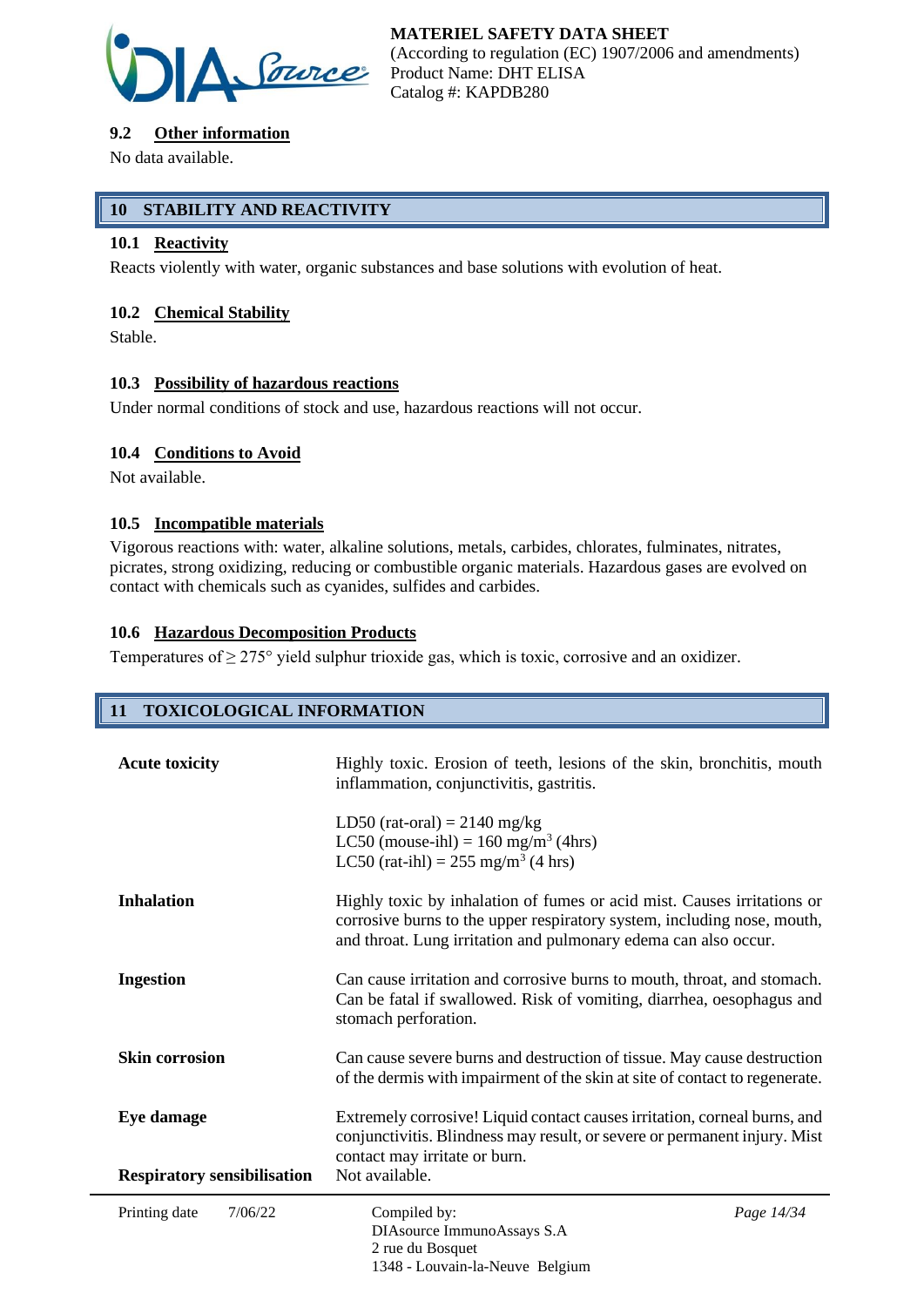### 9.2 Other information

No data available.

## 10 STABILITY AND REACTIVITY

### 10.1 Reactivity

Reacts violently with water, organic substances and base solutions with evolution of heat.

### 10.2 Chemical Stability

Stable.

### 10.3 Possibility of hazardous reactions

Under normal conditions of stock and use, hazardous reactions will not occur.

### 10.4 Conditions to Avoid

Not available.

### 10.5 Incompatible materials

Vigorous reactions with: water, alkaline solutions, metals, carbides, chlorates, fulminates, nitrates, picrates, strong oxidizing, reducing or combustible organic materials. Hazardous gases are evolved on contact with chemicals such as cyanides, sulfides and carbides.

### 10.6 Hazardous Decomposition Products

Temperatures of ≥ 275° yield sulphur trioxide gas, which is toxic, corrosive and an oxidizer.

## 11 TOXICOLOGICAL INFORMATION

| | |
|---|---|
| **Acute toxicity** | Highly toxic. Erosion of teeth, lesions of the skin, bronchitis, mouth inflammation, conjunctivitis, gastritis.<br><br>LD50 (rat-oral) = 2140 mg/kg<br>LC50 (mouse-ihl) = 160 mg/m$^3$ (4hrs)<br>LC50 (rat-ihl) = 255 mg/m$^3$ (4 hrs) |
| **Inhalation** | Highly toxic by inhalation of fumes or acid mist. Causes irritations or corrosive burns to the upper respiratory system, including nose, mouth, and throat. Lung irritation and pulmonary edema can also occur. |
| **Ingestion** | Can cause irritation and corrosive burns to mouth, throat, and stomach. Can be fatal if swallowed. Risk of vomiting, diarrhea, oesophagus and stomach perforation. |
| **Skin corrosion** | Can cause severe burns and destruction of tissue. May cause destruction of the dermis with impairment of the skin at site of contact to regenerate. |
| **Eye damage** | Extremely corrosive! Liquid contact causes irritation, corneal burns, and conjunctivitis. Blindness may result, or severe or permanent injury. Mist contact may irritate or burn. |
| **Respiratory sensibilisation** | Not available. |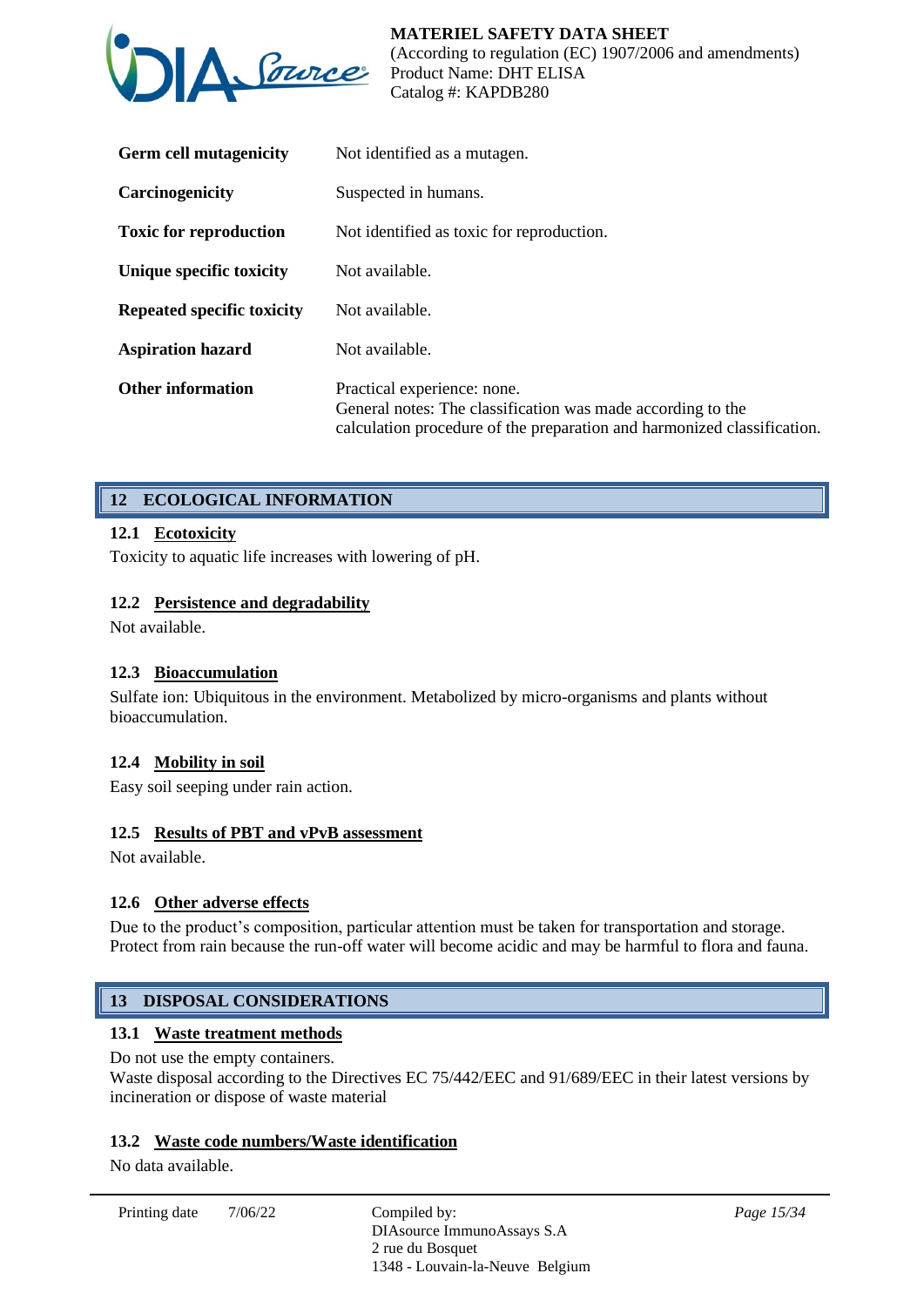| | |
|---|---|
| **Germ cell mutagenicity** | Not identified as a mutagen. |
| **Carcinogenicity** | Suspected in humans. |
| **Toxic for reproduction** | Not identified as toxic for reproduction. |
| **Unique specific toxicity** | Not available. |
| **Repeated specific toxicity** | Not available. |
| **Aspiration hazard** | Not available. |
| **Other information** | Practical experience: none.<br>General notes: The classification was made according to the calculation procedure of the preparation and harmonized classification. |

## 12 ECOLOGICAL INFORMATION

### 12.1 Ecotoxicity

Toxicity to aquatic life increases with lowering of pH.

### 12.2 Persistence and degradability

Not available.

### 12.3 Bioaccumulation

Sulfate ion: Ubiquitous in the environment. Metabolized by micro-organisms and plants without bioaccumulation.

### 12.4 Mobility in soil

Easy soil seeping under rain action.

### 12.5 Results of PBT and vPvB assessment

Not available.

### 12.6 Other adverse effects

Due to the product's composition, particular attention must be taken for transportation and storage. Protect from rain because the run-off water will become acidic and may be harmful to flora and fauna.

## 13 DISPOSAL CONSIDERATIONS

### 13.1 Waste treatment methods

Do not use the empty containers.
Waste disposal according to the Directives EC 75/442/EEC and 91/689/EEC in their latest versions by incineration or dispose of waste material

### 13.2 Waste code numbers/Waste identification

No data available.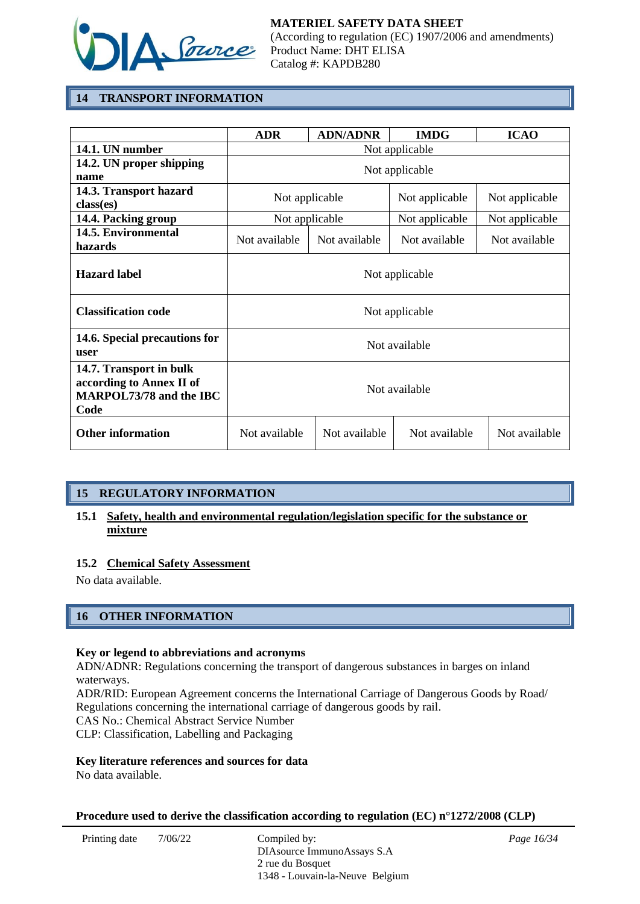## 14 TRANSPORT INFORMATION

| | ADR | ADN/ADNR | IMDG | ICAO |
|---|---|---|---|---|
| **14.1. UN number** | Not applicable | | | |
| **14.2. UN proper shipping name** | Not applicable | | | |
| **14.3. Transport hazard class(es)** | Not applicable | | Not applicable | Not applicable |
| **14.4. Packing group** | Not applicable | | Not applicable | Not applicable |
| **14.5. Environmental hazards** | Not available | Not available | Not available | Not available |
| **Hazard label** | Not applicable | | | |
| **Classification code** | Not applicable | | | |
| **14.6. Special precautions for user** | Not available | | | |
| **14.7. Transport in bulk according to Annex II of MARPOL73/78 and the IBC Code** | Not available | | | |
| **Other information** | Not available | Not available | Not available | Not available |

## 15 REGULATORY INFORMATION

### 15.1 Safety, health and environmental regulation/legislation specific for the substance or mixture

### 15.2 Chemical Safety Assessment

No data available.

## 16 OTHER INFORMATION

**Key or legend to abbreviations and acronyms**

ADN/ADNR: Regulations concerning the transport of dangerous substances in barges on inland waterways.
ADR/RID: European Agreement concerns the International Carriage of Dangerous Goods by Road/ Regulations concerning the international carriage of dangerous goods by rail.
CAS No.: Chemical Abstract Service Number
CLP: Classification, Labelling and Packaging

**Key literature references and sources for data**

No data available.

**Procedure used to derive the classification according to regulation (EC) n°1272/2008 (CLP)**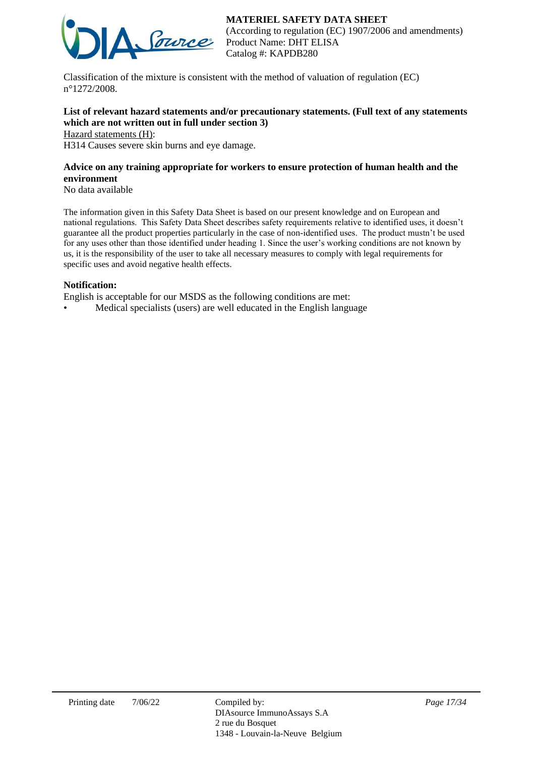Classification of the mixture is consistent with the method of valuation of regulation (EC) n°1272/2008.

**List of relevant hazard statements and/or precautionary statements. (Full text of any statements which are not written out in full under section 3)**

Hazard statements (H):

H314 Causes severe skin burns and eye damage.

**Advice on any training appropriate for workers to ensure protection of human health and the environment**

No data available

The information given in this Safety Data Sheet is based on our present knowledge and on European and national regulations. This Safety Data Sheet describes safety requirements relative to identified uses, it doesn't guarantee all the product properties particularly in the case of non-identified uses. The product mustn't be used for any uses other than those identified under heading 1. Since the user's working conditions are not known by us, it is the responsibility of the user to take all necessary measures to comply with legal requirements for specific uses and avoid negative health effects.

**Notification:**

English is acceptable for our MSDS as the following conditions are met:

- Medical specialists (users) are well educated in the English language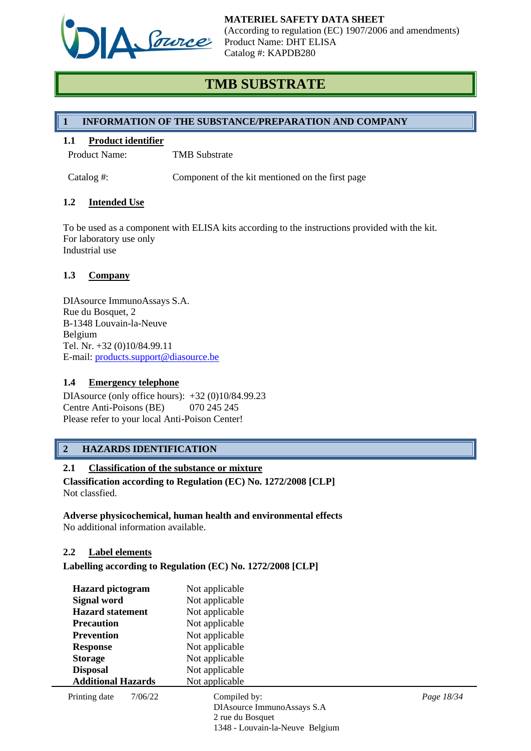**MATERIEL SAFETY DATA SHEET**
(According to regulation (EC) 1907/2006 and amendments)
Product Name: DHT ELISA
Catalog #: KAPDB280

# TMB SUBSTRATE

## 1 INFORMATION OF THE SUBSTANCE/PREPARATION AND COMPANY

### 1.1 Product identifier

| | |
|---|---|
| Product Name: | TMB Substrate |
| Catalog #: | Component of the kit mentioned on the first page |

### 1.2 Intended Use

To be used as a component with ELISA kits according to the instructions provided with the kit.
For laboratory use only
Industrial use

### 1.3 Company

DIAsource ImmunoAssays S.A.
Rue du Bosquet, 2
B-1348 Louvain-la-Neuve
Belgium
Tel. Nr. +32 (0)10/84.99.11
E-mail: products.support@diasource.be

### 1.4 Emergency telephone

DIAsource (only office hours): +32 (0)10/84.99.23
Centre Anti-Poisons (BE) 070 245 245
Please refer to your local Anti-Poison Center!

## 2 HAZARDS IDENTIFICATION

### 2.1 Classification of the substance or mixture

**Classification according to Regulation (EC) No. 1272/2008 [CLP]**
Not classfied.

**Adverse physicochemical, human health and environmental effects**
No additional information available.

### 2.2 Label elements

**Labelling according to Regulation (EC) No. 1272/2008 [CLP]**

| | |
|---|---|
| **Hazard pictogram** | Not applicable |
| **Signal word** | Not applicable |
| **Hazard statement** | Not applicable |
| **Precaution** | Not applicable |
| **Prevention** | Not applicable |
| **Response** | Not applicable |
| **Storage** | Not applicable |
| **Disposal** | Not applicable |
| **Additional Hazards** | Not applicable |

Printing date 7/06/22 Compiled by: DIAsource ImmunoAssays S.A 2 rue du Bosquet 1348 - Louvain-la-Neuve Belgium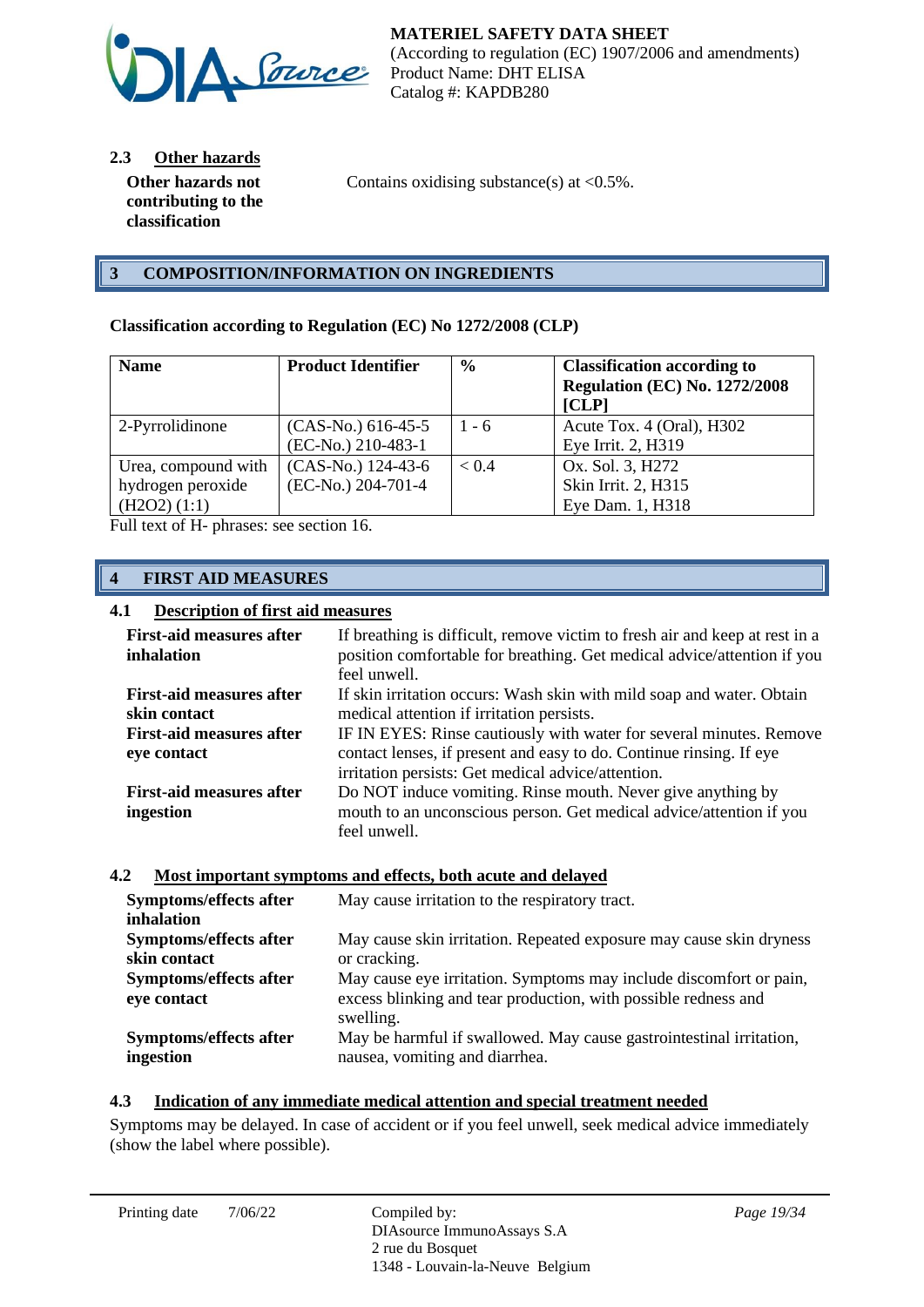### 2.3 Other hazards

**Other hazards not contributing to the classification**: Contains oxidising substance(s) at <0.5%.

## 3 COMPOSITION/INFORMATION ON INGREDIENTS

**Classification according to Regulation (EC) No 1272/2008 (CLP)**

| Name | Product Identifier | % | Classification according to Regulation (EC) No. 1272/2008 [CLP] |
|---|---|---|---|
| 2-Pyrrolidinone | (CAS-No.) 616-45-5<br>(EC-No.) 210-483-1 | 1 - 6 | Acute Tox. 4 (Oral), H302<br>Eye Irrit. 2, H319 |
| Urea, compound with hydrogen peroxide ($H_2O_2$) (1:1) | (CAS-No.) 124-43-6<br>(EC-No.) 204-701-4 | < 0.4 | Ox. Sol. 3, H272<br>Skin Irrit. 2, H315<br>Eye Dam. 1, H318 |

Full text of H- phrases: see section 16.

## 4 FIRST AID MEASURES

### 4.1 Description of first aid measures

**First-aid measures after inhalation**: If breathing is difficult, remove victim to fresh air and keep at rest in a position comfortable for breathing. Get medical advice/attention if you feel unwell.

**First-aid measures after skin contact**: If skin irritation occurs: Wash skin with mild soap and water. Obtain medical attention if irritation persists.

**First-aid measures after eye contact**: IF IN EYES: Rinse cautiously with water for several minutes. Remove contact lenses, if present and easy to do. Continue rinsing. If eye irritation persists: Get medical advice/attention.

**First-aid measures after ingestion**: Do NOT induce vomiting. Rinse mouth. Never give anything by mouth to an unconscious person. Get medical advice/attention if you feel unwell.

### 4.2 Most important symptoms and effects, both acute and delayed

**Symptoms/effects after inhalation**: May cause irritation to the respiratory tract.

**Symptoms/effects after skin contact**: May cause skin irritation. Repeated exposure may cause skin dryness or cracking.

**Symptoms/effects after eye contact**: May cause eye irritation. Symptoms may include discomfort or pain, excess blinking and tear production, with possible redness and swelling.

**Symptoms/effects after ingestion**: May be harmful if swallowed. May cause gastrointestinal irritation, nausea, vomiting and diarrhea.

### 4.3 Indication of any immediate medical attention and special treatment needed

Symptoms may be delayed. In case of accident or if you feel unwell, seek medical advice immediately (show the label where possible).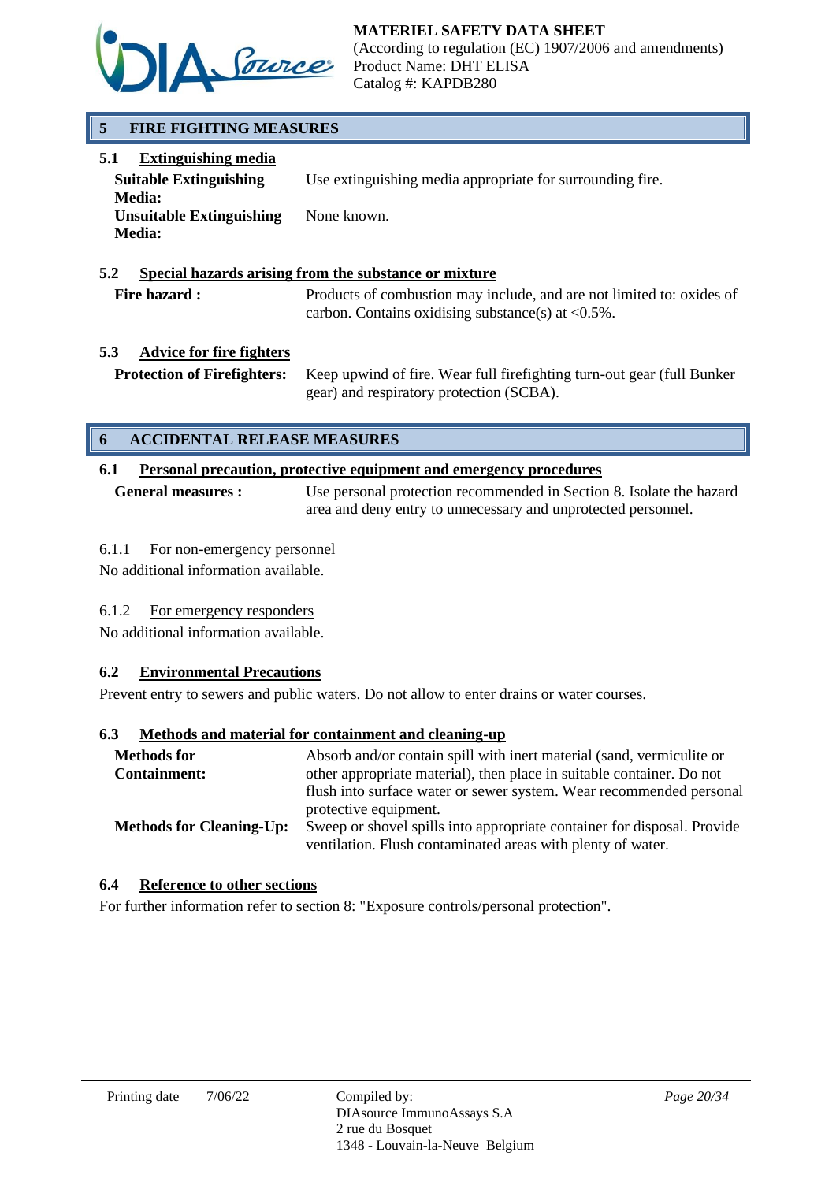## 5 FIRE FIGHTING MEASURES

### 5.1 Extinguishing media

**Suitable Extinguishing Media:** Use extinguishing media appropriate for surrounding fire.

**Unsuitable Extinguishing Media:** None known.

### 5.2 Special hazards arising from the substance or mixture

**Fire hazard :** Products of combustion may include, and are not limited to: oxides of carbon. Contains oxidising substance(s) at <0.5%.

### 5.3 Advice for fire fighters

**Protection of Firefighters:** Keep upwind of fire. Wear full firefighting turn-out gear (full Bunker gear) and respiratory protection (SCBA).

## 6 ACCIDENTAL RELEASE MEASURES

### 6.1 Personal precaution, protective equipment and emergency procedures

**General measures :** Use personal protection recommended in Section 8. Isolate the hazard area and deny entry to unnecessary and unprotected personnel.

#### 6.1.1 For non-emergency personnel

No additional information available.

#### 6.1.2 For emergency responders

No additional information available.

### 6.2 Environmental Precautions

Prevent entry to sewers and public waters. Do not allow to enter drains or water courses.

### 6.3 Methods and material for containment and cleaning-up

**Methods for Containment:** Absorb and/or contain spill with inert material (sand, vermiculite or other appropriate material), then place in suitable container. Do not flush into surface water or sewer system. Wear recommended personal protective equipment.

**Methods for Cleaning-Up:** Sweep or shovel spills into appropriate container for disposal. Provide ventilation. Flush contaminated areas with plenty of water.

### 6.4 Reference to other sections

For further information refer to section 8: "Exposure controls/personal protection".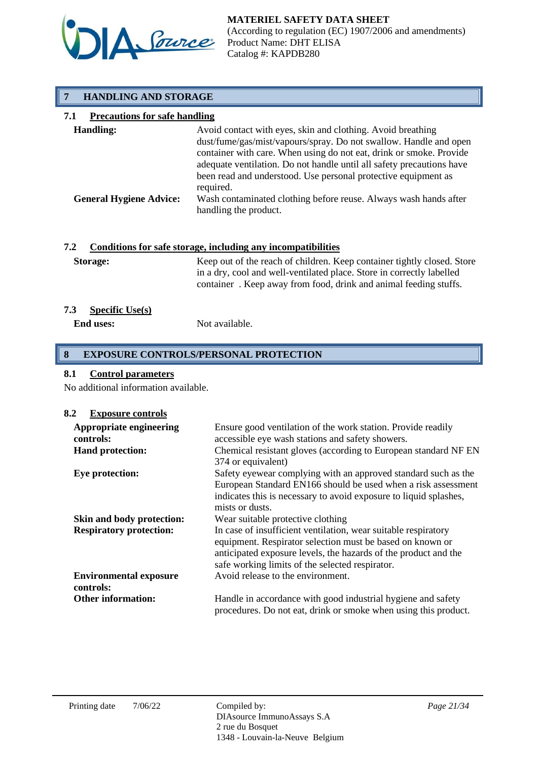## 7 HANDLING AND STORAGE

### 7.1 Precautions for safe handling

**Handling:** Avoid contact with eyes, skin and clothing. Avoid breathing dust/fume/gas/mist/vapours/spray. Do not swallow. Handle and open container with care. When using do not eat, drink or smoke. Provide adequate ventilation. Do not handle until all safety precautions have been read and understood. Use personal protective equipment as required.

**General Hygiene Advice:** Wash contaminated clothing before reuse. Always wash hands after handling the product.

### 7.2 Conditions for safe storage, including any incompatibilities

**Storage:** Keep out of the reach of children. Keep container tightly closed. Store in a dry, cool and well-ventilated place. Store in correctly labelled container . Keep away from food, drink and animal feeding stuffs.

### 7.3 Specific Use(s)

**End uses:** Not available.

## 8 EXPOSURE CONTROLS/PERSONAL PROTECTION

### 8.1 Control parameters

No additional information available.

### 8.2 Exposure controls

**Appropriate engineering controls:** Ensure good ventilation of the work station. Provide readily accessible eye wash stations and safety showers.

**Hand protection:** Chemical resistant gloves (according to European standard NF EN 374 or equivalent)

**Eye protection:** Safety eyewear complying with an approved standard such as the European Standard EN166 should be used when a risk assessment indicates this is necessary to avoid exposure to liquid splashes, mists or dusts.

**Skin and body protection:** Wear suitable protective clothing

**Respiratory protection:** In case of insufficient ventilation, wear suitable respiratory equipment. Respirator selection must be based on known or anticipated exposure levels, the hazards of the product and the safe working limits of the selected respirator.

**Environmental exposure controls:** Avoid release to the environment.

**Other information:** Handle in accordance with good industrial hygiene and safety procedures. Do not eat, drink or smoke when using this product.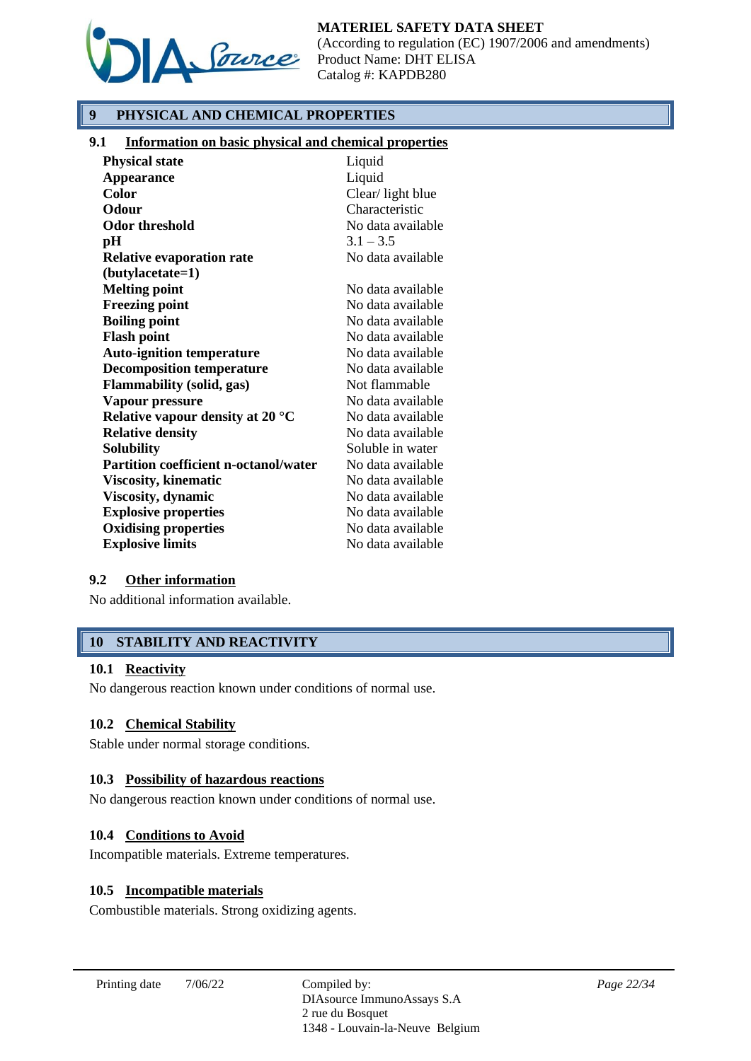## 9 PHYSICAL AND CHEMICAL PROPERTIES

### 9.1 Information on basic physical and chemical properties

| | |
|---|---|
| **Physical state** | Liquid |
| **Appearance** | Liquid |
| **Color** | Clear/ light blue |
| **Odour** | Characteristic |
| **Odor threshold** | No data available |
| **pH** | 3.1 – 3.5 |
| **Relative evaporation rate (butylacetate=1)** | No data available |
| **Melting point** | No data available |
| **Freezing point** | No data available |
| **Boiling point** | No data available |
| **Flash point** | No data available |
| **Auto-ignition temperature** | No data available |
| **Decomposition temperature** | No data available |
| **Flammability (solid, gas)** | Not flammable |
| **Vapour pressure** | No data available |
| **Relative vapour density at 20 °C** | No data available |
| **Relative density** | No data available |
| **Solubility** | Soluble in water |
| **Partition coefficient n-octanol/water** | No data available |
| **Viscosity, kinematic** | No data available |
| **Viscosity, dynamic** | No data available |
| **Explosive properties** | No data available |
| **Oxidising properties** | No data available |
| **Explosive limits** | No data available |

### 9.2 Other information

No additional information available.

## 10 STABILITY AND REACTIVITY

### 10.1 Reactivity

No dangerous reaction known under conditions of normal use.

### 10.2 Chemical Stability

Stable under normal storage conditions.

### 10.3 Possibility of hazardous reactions

No dangerous reaction known under conditions of normal use.

### 10.4 Conditions to Avoid

Incompatible materials. Extreme temperatures.

### 10.5 Incompatible materials

Combustible materials. Strong oxidizing agents.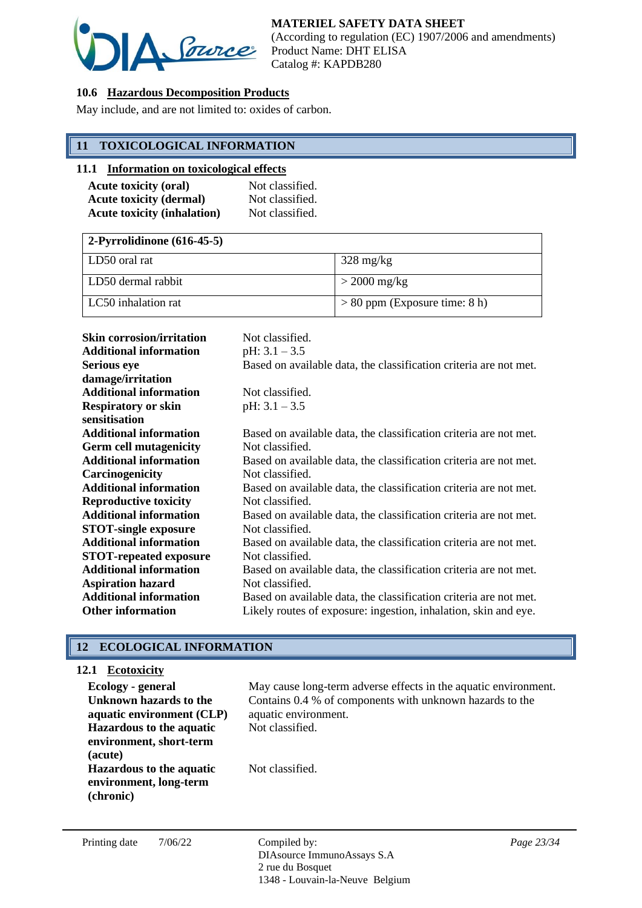### 10.6 Hazardous Decomposition Products

May include, and are not limited to: oxides of carbon.

## 11 TOXICOLOGICAL INFORMATION

### 11.1 Information on toxicological effects

| | |
|---|---|
| **Acute toxicity (oral)** | Not classified. |
| **Acute toxicity (dermal)** | Not classified. |
| **Acute toxicity (inhalation)** | Not classified. |

| 2-Pyrrolidinone (616-45-5) | |
|---|---|
| LD50 oral rat | 328 mg/kg |
| LD50 dermal rabbit | > 2000 mg/kg |
| LC50 inhalation rat | > 80 ppm (Exposure time: 8 h) |

| | |
|---|---|
| **Skin corrosion/irritation** | Not classified. |
| **Additional information** | pH: 3.1 – 3.5 |
| **Serious eye damage/irritation** | Based on available data, the classification criteria are not met. |
| **Additional information** | Not classified. |
| **Respiratory or skin sensitisation** | pH: 3.1 – 3.5 |
| **Additional information** | Based on available data, the classification criteria are not met. |
| **Germ cell mutagenicity** | Not classified. |
| **Additional information** | Based on available data, the classification criteria are not met. |
| **Carcinogenicity** | Not classified. |
| **Additional information** | Based on available data, the classification criteria are not met. |
| **Reproductive toxicity** | Not classified. |
| **Additional information** | Based on available data, the classification criteria are not met. |
| **STOT-single exposure** | Not classified. |
| **Additional information** | Based on available data, the classification criteria are not met. |
| **STOT-repeated exposure** | Not classified. |
| **Additional information** | Based on available data, the classification criteria are not met. |
| **Aspiration hazard** | Not classified. |
| **Additional information** | Based on available data, the classification criteria are not met. |
| **Other information** | Likely routes of exposure: ingestion, inhalation, skin and eye. |

## 12 ECOLOGICAL INFORMATION

### 12.1 Ecotoxicity

| | |
|---|---|
| **Ecology - general** | May cause long-term adverse effects in the aquatic environment. |
| **Unknown hazards to the aquatic environment (CLP)** | Contains 0.4 % of components with unknown hazards to the aquatic environment. |
| **Hazardous to the aquatic environment, short-term (acute)** | Not classified. |
| **Hazardous to the aquatic environment, long-term (chronic)** | Not classified. |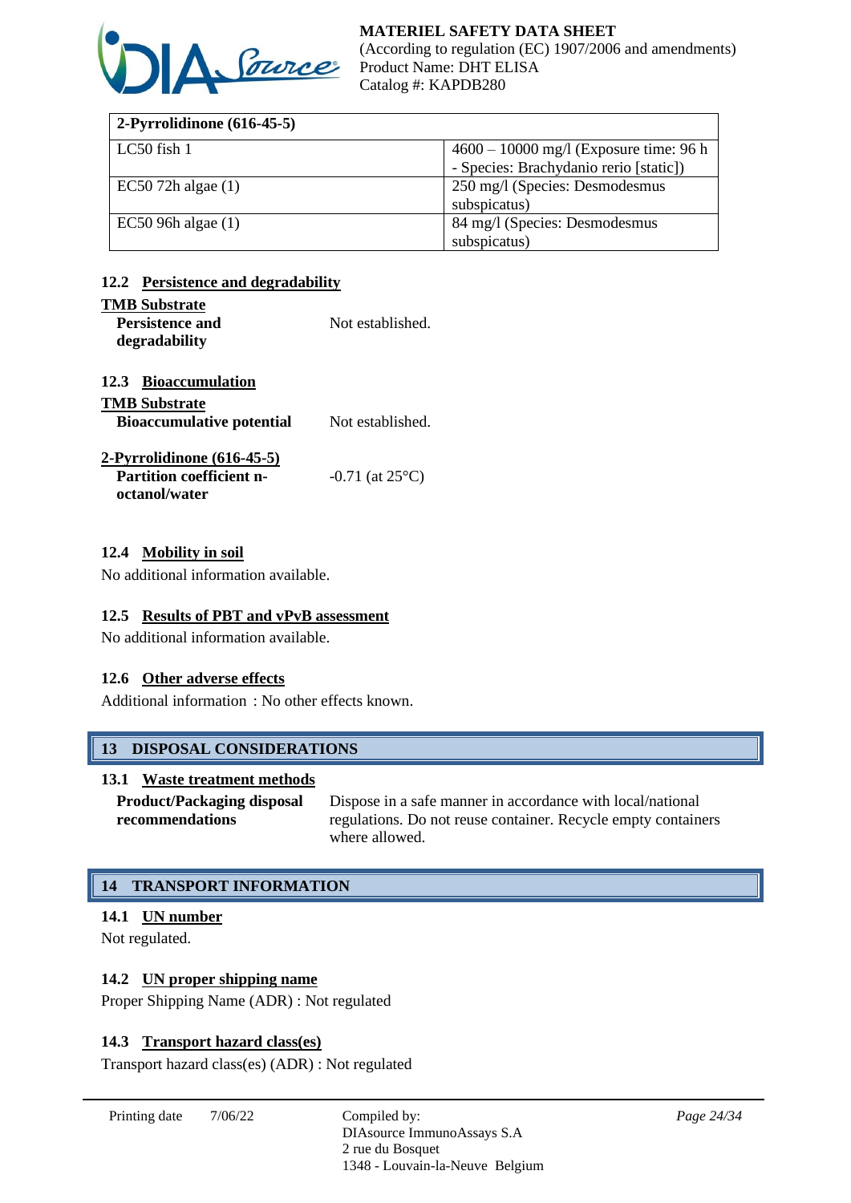| 2-Pyrrolidinone (616-45-5) | |
|---|---|
| LC50 fish 1 | 4600 – 10000 mg/l (Exposure time: 96 h - Species: Brachydanio rerio [static]) |
| EC50 72h algae (1) | 250 mg/l (Species: Desmodesmus subspicatus) |
| EC50 96h algae (1) | 84 mg/l (Species: Desmodesmus subspicatus) |

### 12.2 Persistence and degradability

**TMB Substrate**

**Persistence and degradability** Not established.

### 12.3 Bioaccumulation

**TMB Substrate**

**Bioaccumulative potential** Not established.

**2-Pyrrolidinone (616-45-5)**

**Partition coefficient n-octanol/water** -0.71 (at 25°C)

### 12.4 Mobility in soil

No additional information available.

### 12.5 Results of PBT and vPvB assessment

No additional information available.

### 12.6 Other adverse effects

Additional information : No other effects known.

## 13 DISPOSAL CONSIDERATIONS

### 13.1 Waste treatment methods

**Product/Packaging disposal recommendations** Dispose in a safe manner in accordance with local/national regulations. Do not reuse container. Recycle empty containers where allowed.

## 14 TRANSPORT INFORMATION

### 14.1 UN number

Not regulated.

### 14.2 UN proper shipping name

Proper Shipping Name (ADR) : Not regulated

### 14.3 Transport hazard class(es)

Transport hazard class(es) (ADR) : Not regulated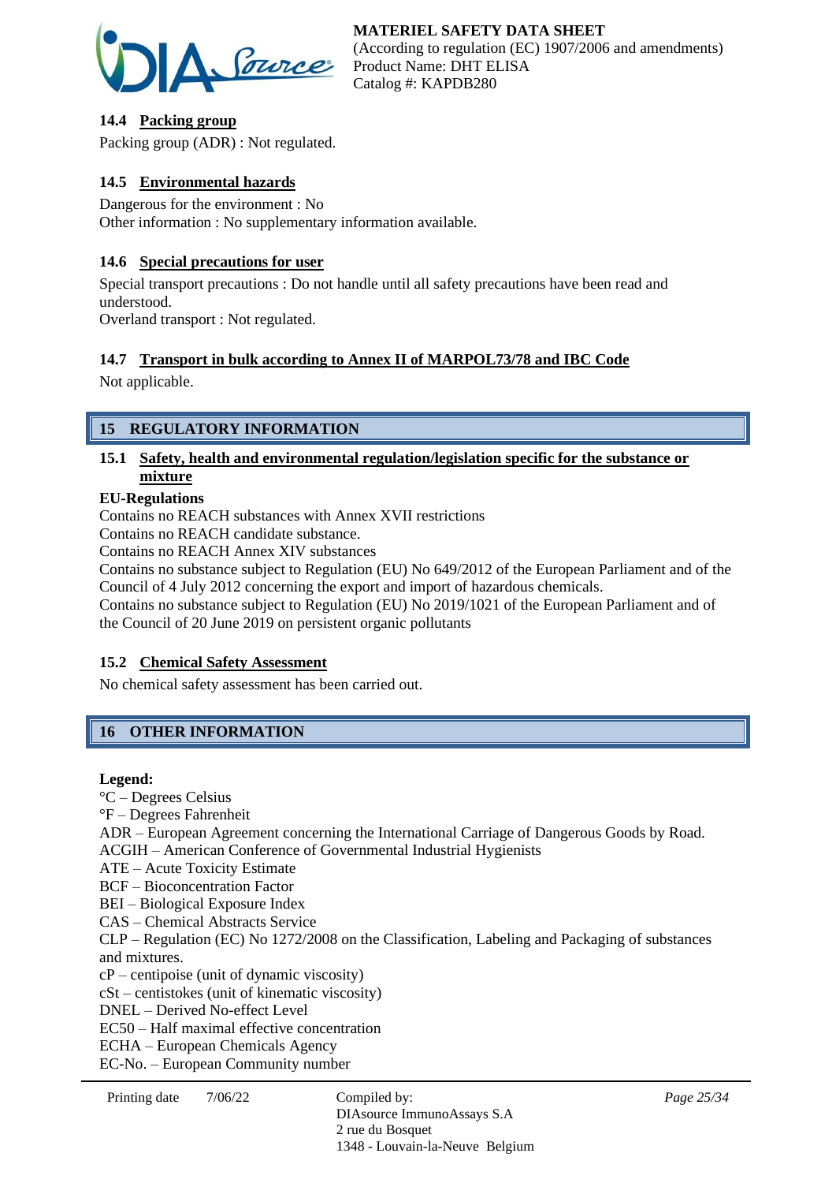### 14.4 Packing group

Packing group (ADR) : Not regulated.

### 14.5 Environmental hazards

Dangerous for the environment : No
Other information : No supplementary information available.

### 14.6 Special precautions for user

Special transport precautions : Do not handle until all safety precautions have been read and understood.
Overland transport : Not regulated.

### 14.7 Transport in bulk according to Annex II of MARPOL73/78 and IBC Code

Not applicable.

## 15 REGULATORY INFORMATION

### 15.1 Safety, health and environmental regulation/legislation specific for the substance or mixture

**EU-Regulations**

Contains no REACH substances with Annex XVII restrictions
Contains no REACH candidate substance.
Contains no REACH Annex XIV substances
Contains no substance subject to Regulation (EU) No 649/2012 of the European Parliament and of the Council of 4 July 2012 concerning the export and import of hazardous chemicals.
Contains no substance subject to Regulation (EU) No 2019/1021 of the European Parliament and of the Council of 20 June 2019 on persistent organic pollutants

### 15.2 Chemical Safety Assessment

No chemical safety assessment has been carried out.

## 16 OTHER INFORMATION

**Legend:**

°C – Degrees Celsius
°F – Degrees Fahrenheit
ADR – European Agreement concerning the International Carriage of Dangerous Goods by Road.
ACGIH – American Conference of Governmental Industrial Hygienists
ATE – Acute Toxicity Estimate
BCF – Bioconcentration Factor
BEI – Biological Exposure Index
CAS – Chemical Abstracts Service
CLP – Regulation (EC) No 1272/2008 on the Classification, Labeling and Packaging of substances and mixtures.
cP – centipoise (unit of dynamic viscosity)
cSt – centistokes (unit of kinematic viscosity)
DNEL – Derived No-effect Level
EC50 – Half maximal effective concentration
ECHA – European Chemicals Agency
EC-No. – European Community number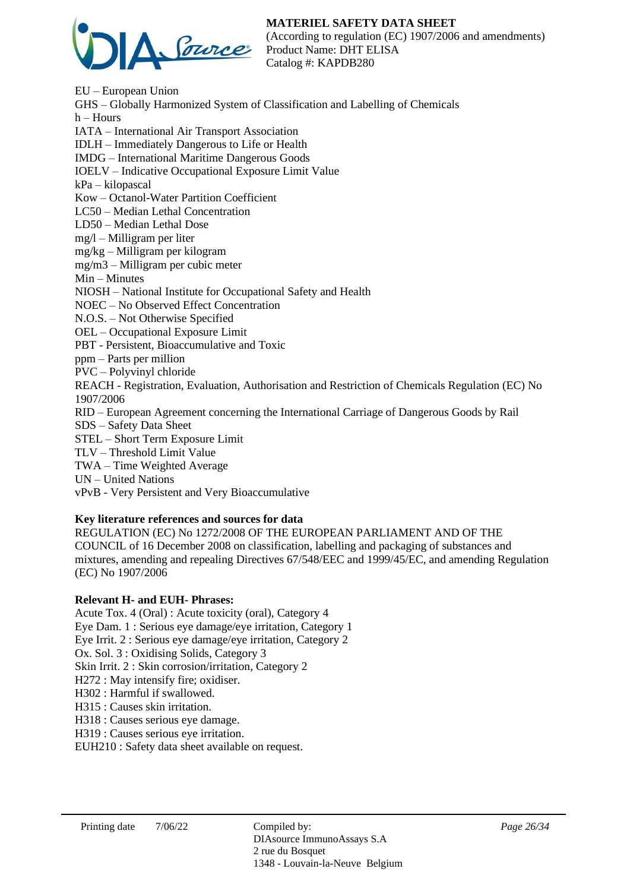EU – European Union
GHS – Globally Harmonized System of Classification and Labelling of Chemicals
h – Hours
IATA – International Air Transport Association
IDLH – Immediately Dangerous to Life or Health
IMDG – International Maritime Dangerous Goods
IOELV – Indicative Occupational Exposure Limit Value
kPa – kilopascal
Kow – Octanol-Water Partition Coefficient
LC50 – Median Lethal Concentration
LD50 – Median Lethal Dose
mg/l – Milligram per liter
mg/kg – Milligram per kilogram
mg/m3 – Milligram per cubic meter
Min – Minutes
NIOSH – National Institute for Occupational Safety and Health
NOEC – No Observed Effect Concentration
N.O.S. – Not Otherwise Specified
OEL – Occupational Exposure Limit
PBT - Persistent, Bioaccumulative and Toxic
ppm – Parts per million
PVC – Polyvinyl chloride
REACH - Registration, Evaluation, Authorisation and Restriction of Chemicals Regulation (EC) No 1907/2006
RID – European Agreement concerning the International Carriage of Dangerous Goods by Rail
SDS – Safety Data Sheet
STEL – Short Term Exposure Limit
TLV – Threshold Limit Value
TWA – Time Weighted Average
UN – United Nations
vPvB - Very Persistent and Very Bioaccumulative

**Key literature references and sources for data**

REGULATION (EC) No 1272/2008 OF THE EUROPEAN PARLIAMENT AND OF THE COUNCIL of 16 December 2008 on classification, labelling and packaging of substances and mixtures, amending and repealing Directives 67/548/EEC and 1999/45/EC, and amending Regulation (EC) No 1907/2006

**Relevant H- and EUH- Phrases:**

Acute Tox. 4 (Oral) : Acute toxicity (oral), Category 4
Eye Dam. 1 : Serious eye damage/eye irritation, Category 1
Eye Irrit. 2 : Serious eye damage/eye irritation, Category 2
Ox. Sol. 3 : Oxidising Solids, Category 3
Skin Irrit. 2 : Skin corrosion/irritation, Category 2
H272 : May intensify fire; oxidiser.
H302 : Harmful if swallowed.
H315 : Causes skin irritation.
H318 : Causes serious eye damage.
H319 : Causes serious eye irritation.
EUH210 : Safety data sheet available on request.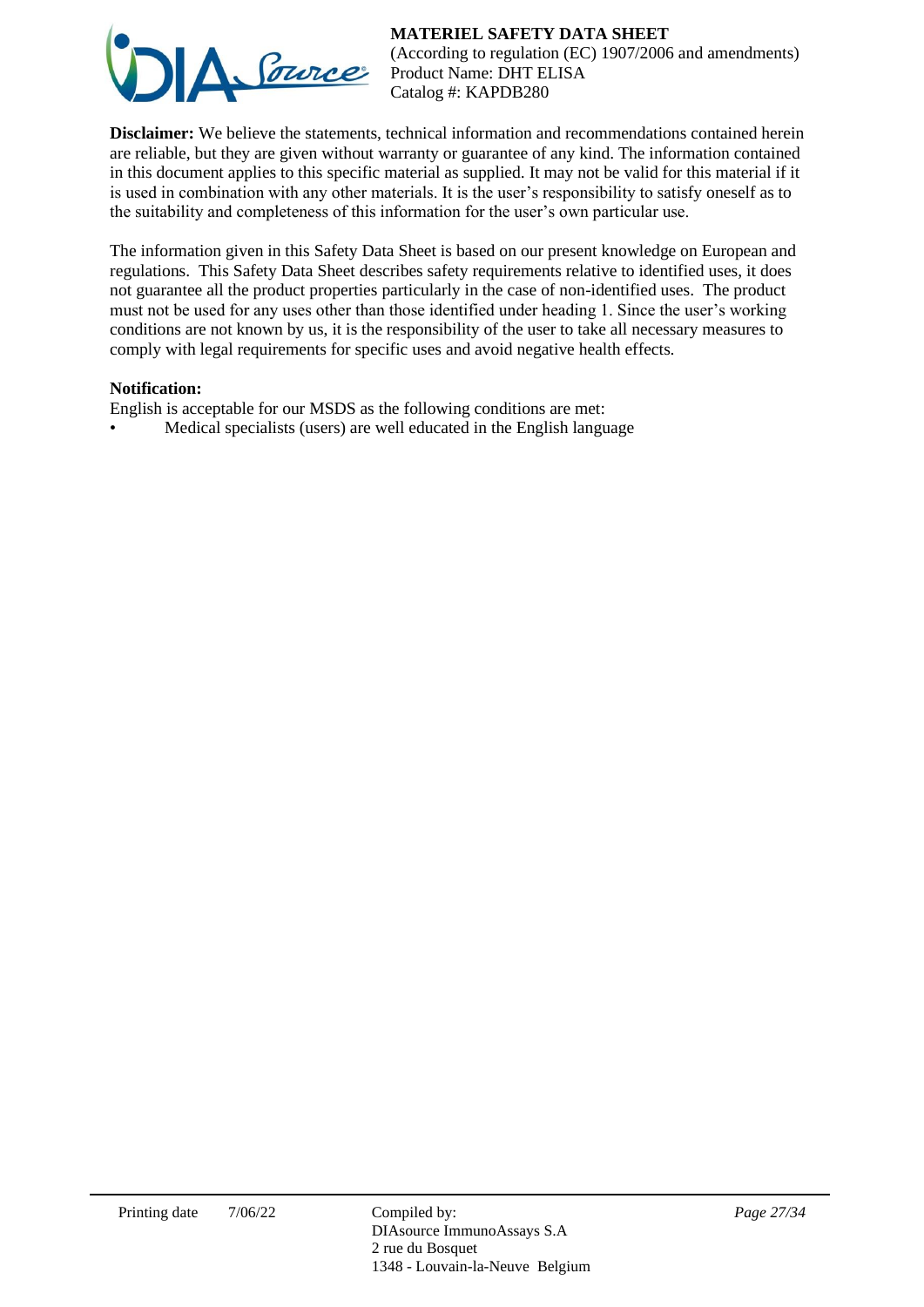**Disclaimer:** We believe the statements, technical information and recommendations contained herein are reliable, but they are given without warranty or guarantee of any kind. The information contained in this document applies to this specific material as supplied. It may not be valid for this material if it is used in combination with any other materials. It is the user's responsibility to satisfy oneself as to the suitability and completeness of this information for the user's own particular use.

The information given in this Safety Data Sheet is based on our present knowledge on European and regulations. This Safety Data Sheet describes safety requirements relative to identified uses, it does not guarantee all the product properties particularly in the case of non-identified uses. The product must not be used for any uses other than those identified under heading 1. Since the user's working conditions are not known by us, it is the responsibility of the user to take all necessary measures to comply with legal requirements for specific uses and avoid negative health effects.

**Notification:**

English is acceptable for our MSDS as the following conditions are met:

- Medical specialists (users) are well educated in the English language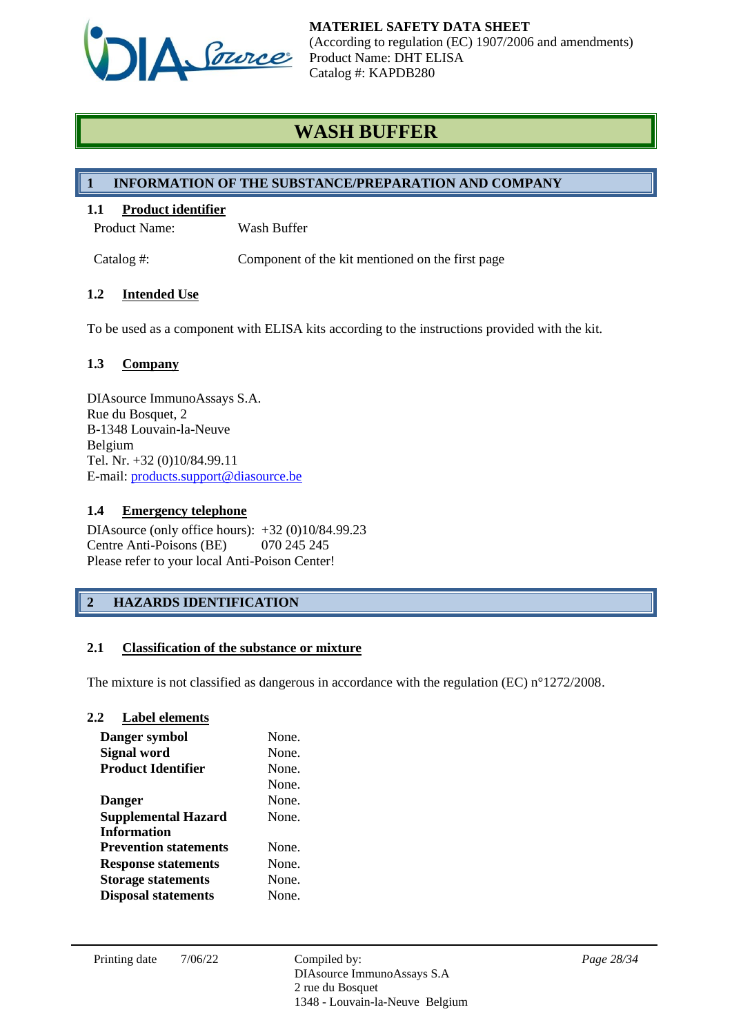MATERIEL SAFETY DATA SHEET
(According to regulation (EC) 1907/2006 and amendments)
Product Name: DHT ELISA
Catalog #: KAPDB280

# WASH BUFFER

## 1 INFORMATION OF THE SUBSTANCE/PREPARATION AND COMPANY

### 1.1 Product identifier

| | |
|---|---|
| Product Name: | Wash Buffer |
| Catalog #: | Component of the kit mentioned on the first page |

### 1.2 Intended Use

To be used as a component with ELISA kits according to the instructions provided with the kit.

### 1.3 Company

DIAsource ImmunoAssays S.A.
Rue du Bosquet, 2
B-1348 Louvain-la-Neuve
Belgium
Tel. Nr. +32 (0)10/84.99.11
E-mail: products.support@diasource.be

### 1.4 Emergency telephone

DIAsource (only office hours): +32 (0)10/84.99.23
Centre Anti-Poisons (BE) 070 245 245
Please refer to your local Anti-Poison Center!

## 2 HAZARDS IDENTIFICATION

### 2.1 Classification of the substance or mixture

The mixture is not classified as dangerous in accordance with the regulation (EC) n°1272/2008.

### 2.2 Label elements

| | |
|---|---|
| **Danger symbol** | None. |
| **Signal word** | None. |
| **Product Identifier** | None. |
| | None. |
| **Danger** | None. |
| **Supplemental Hazard Information** | None. |
| **Prevention statements** | None. |
| **Response statements** | None. |
| **Storage statements** | None. |
| **Disposal statements** | None. |

Printing date 7/06/22

Compiled by:
DIAsource ImmunoAssays S.A
2 rue du Bosquet
1348 - Louvain-la-Neuve Belgium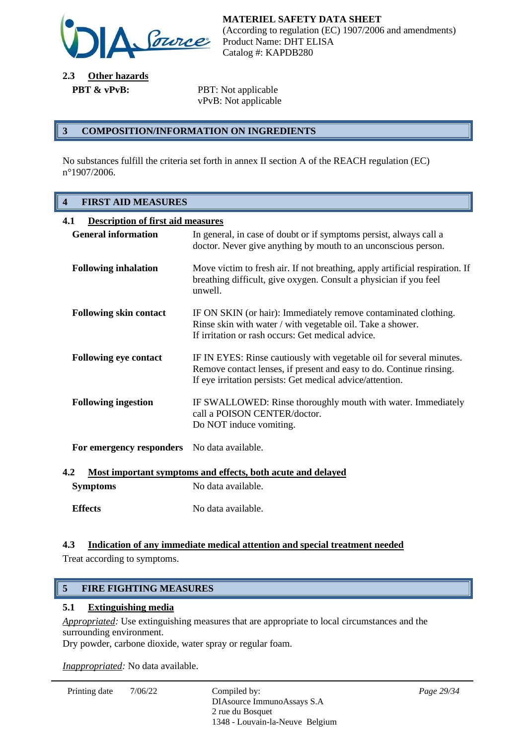### 2.3 Other hazards

**PBT & vPvB:** PBT: Not applicable
vPvB: Not applicable

## 3 COMPOSITION/INFORMATION ON INGREDIENTS

No substances fulfill the criteria set forth in annex II section A of the REACH regulation (EC) n°1907/2006.

## 4 FIRST AID MEASURES

### 4.1 Description of first aid measures

| | |
|---|---|
| **General information** | In general, in case of doubt or if symptoms persist, always call a doctor. Never give anything by mouth to an unconscious person. |
| **Following inhalation** | Move victim to fresh air. If not breathing, apply artificial respiration. If breathing difficult, give oxygen. Consult a physician if you feel unwell. |
| **Following skin contact** | IF ON SKIN (or hair): Immediately remove contaminated clothing. Rinse skin with water / with vegetable oil. Take a shower. If irritation or rash occurs: Get medical advice. |
| **Following eye contact** | IF IN EYES: Rinse cautiously with vegetable oil for several minutes. Remove contact lenses, if present and easy to do. Continue rinsing. If eye irritation persists: Get medical advice/attention. |
| **Following ingestion** | IF SWALLOWED: Rinse thoroughly mouth with water. Immediately call a POISON CENTER/doctor. Do NOT induce vomiting. |
| **For emergency responders** | No data available. |

### 4.2 Most important symptoms and effects, both acute and delayed

| | |
|---|---|
| **Symptoms** | No data available. |
| **Effects** | No data available. |

### 4.3 Indication of any immediate medical attention and special treatment needed

Treat according to symptoms.

## 5 FIRE FIGHTING MEASURES

### 5.1 Extinguishing media

*Appropriated:* Use extinguishing measures that are appropriate to local circumstances and the surrounding environment.
Dry powder, carbone dioxide, water spray or regular foam.

*Inappropriated:* No data available.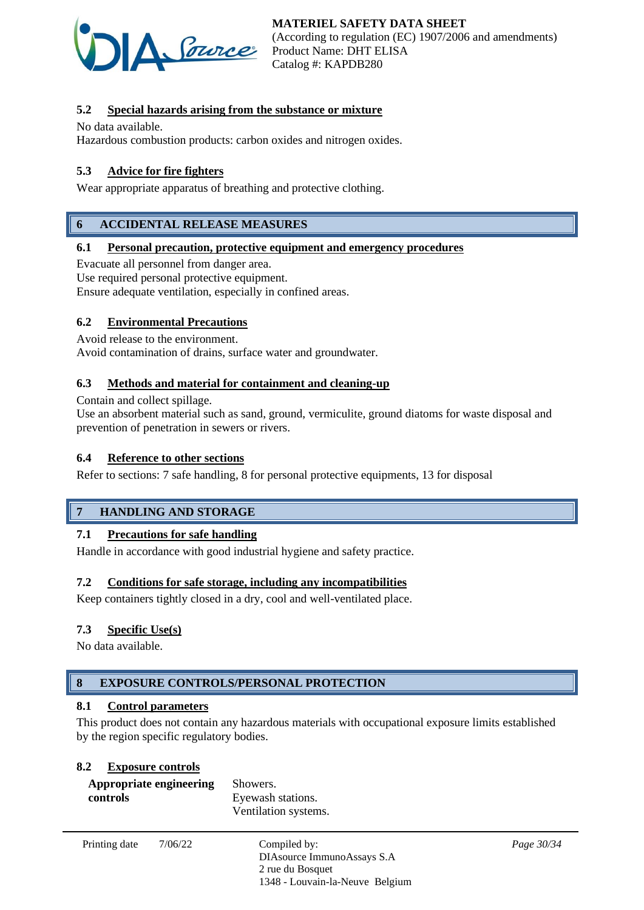### 5.2 Special hazards arising from the substance or mixture

No data available.
Hazardous combustion products: carbon oxides and nitrogen oxides.

### 5.3 Advice for fire fighters

Wear appropriate apparatus of breathing and protective clothing.

## 6 ACCIDENTAL RELEASE MEASURES

### 6.1 Personal precaution, protective equipment and emergency procedures

Evacuate all personnel from danger area.
Use required personal protective equipment.
Ensure adequate ventilation, especially in confined areas.

### 6.2 Environmental Precautions

Avoid release to the environment.
Avoid contamination of drains, surface water and groundwater.

### 6.3 Methods and material for containment and cleaning-up

Contain and collect spillage.
Use an absorbent material such as sand, ground, vermiculite, ground diatoms for waste disposal and prevention of penetration in sewers or rivers.

### 6.4 Reference to other sections

Refer to sections: 7 safe handling, 8 for personal protective equipments, 13 for disposal

## 7 HANDLING AND STORAGE

### 7.1 Precautions for safe handling

Handle in accordance with good industrial hygiene and safety practice.

### 7.2 Conditions for safe storage, including any incompatibilities

Keep containers tightly closed in a dry, cool and well-ventilated place.

### 7.3 Specific Use(s)

No data available.

## 8 EXPOSURE CONTROLS/PERSONAL PROTECTION

### 8.1 Control parameters

This product does not contain any hazardous materials with occupational exposure limits established by the region specific regulatory bodies.

### 8.2 Exposure controls

| | |
|---|---|
| **Appropriate engineering controls** | Showers.<br>Eyewash stations.<br>Ventilation systems. |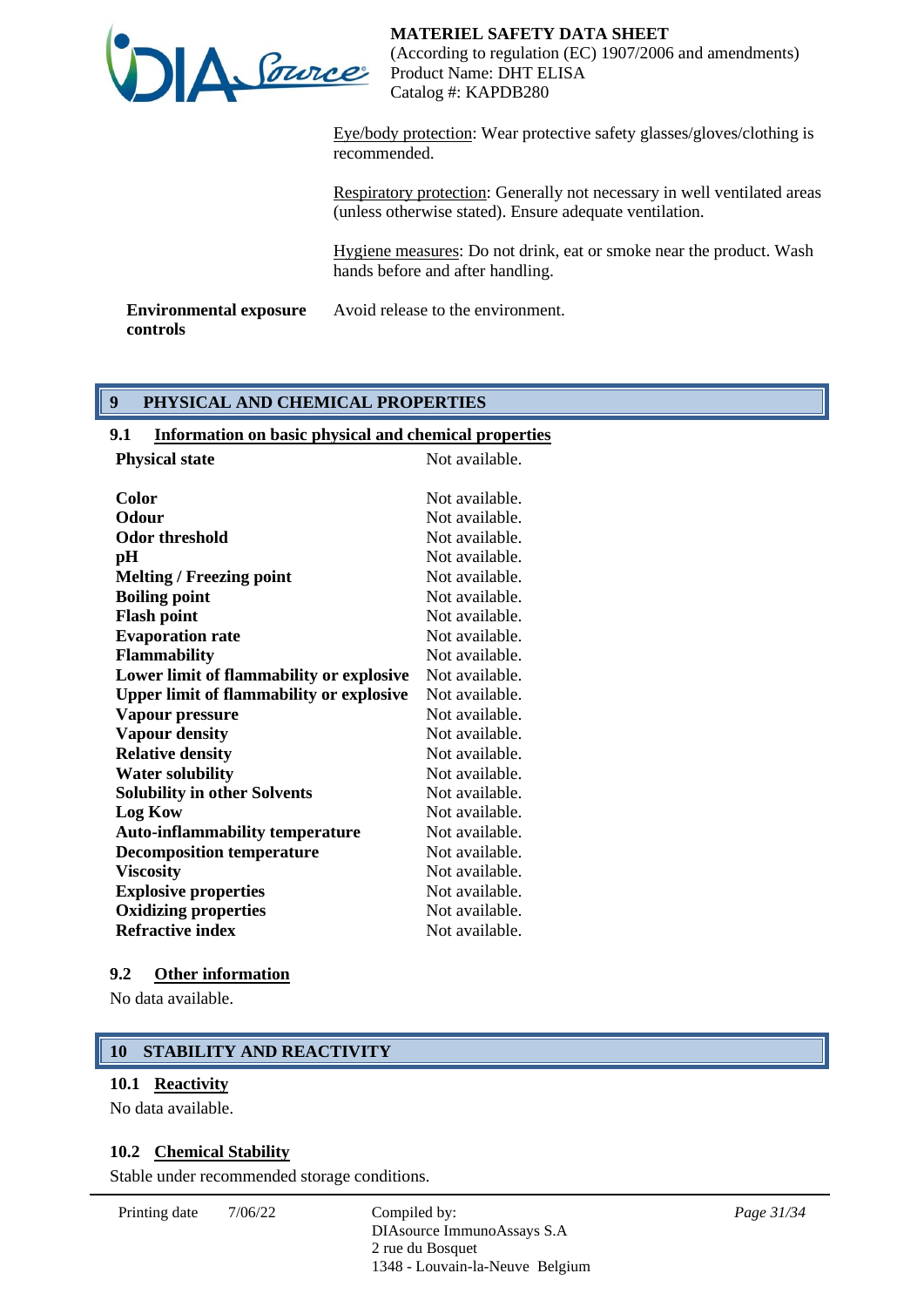Eye/body protection: Wear protective safety glasses/gloves/clothing is recommended.

Respiratory protection: Generally not necessary in well ventilated areas (unless otherwise stated). Ensure adequate ventilation.

Hygiene measures: Do not drink, eat or smoke near the product. Wash hands before and after handling.

**Environmental exposure controls** Avoid release to the environment.

## 9 PHYSICAL AND CHEMICAL PROPERTIES

### 9.1 Information on basic physical and chemical properties

| | |
|---|---|
| **Physical state** | Not available. |
| **Color** | Not available. |
| **Odour** | Not available. |
| **Odor threshold** | Not available. |
| **pH** | Not available. |
| **Melting / Freezing point** | Not available. |
| **Boiling point** | Not available. |
| **Flash point** | Not available. |
| **Evaporation rate** | Not available. |
| **Flammability** | Not available. |
| **Lower limit of flammability or explosive** | Not available. |
| **Upper limit of flammability or explosive** | Not available. |
| **Vapour pressure** | Not available. |
| **Vapour density** | Not available. |
| **Relative density** | Not available. |
| **Water solubility** | Not available. |
| **Solubility in other Solvents** | Not available. |
| **Log Kow** | Not available. |
| **Auto-inflammability temperature** | Not available. |
| **Decomposition temperature** | Not available. |
| **Viscosity** | Not available. |
| **Explosive properties** | Not available. |
| **Oxidizing properties** | Not available. |
| **Refractive index** | Not available. |

### 9.2 Other information

No data available.

## 10 STABILITY AND REACTIVITY

### 10.1 Reactivity

No data available.

### 10.2 Chemical Stability

Stable under recommended storage conditions.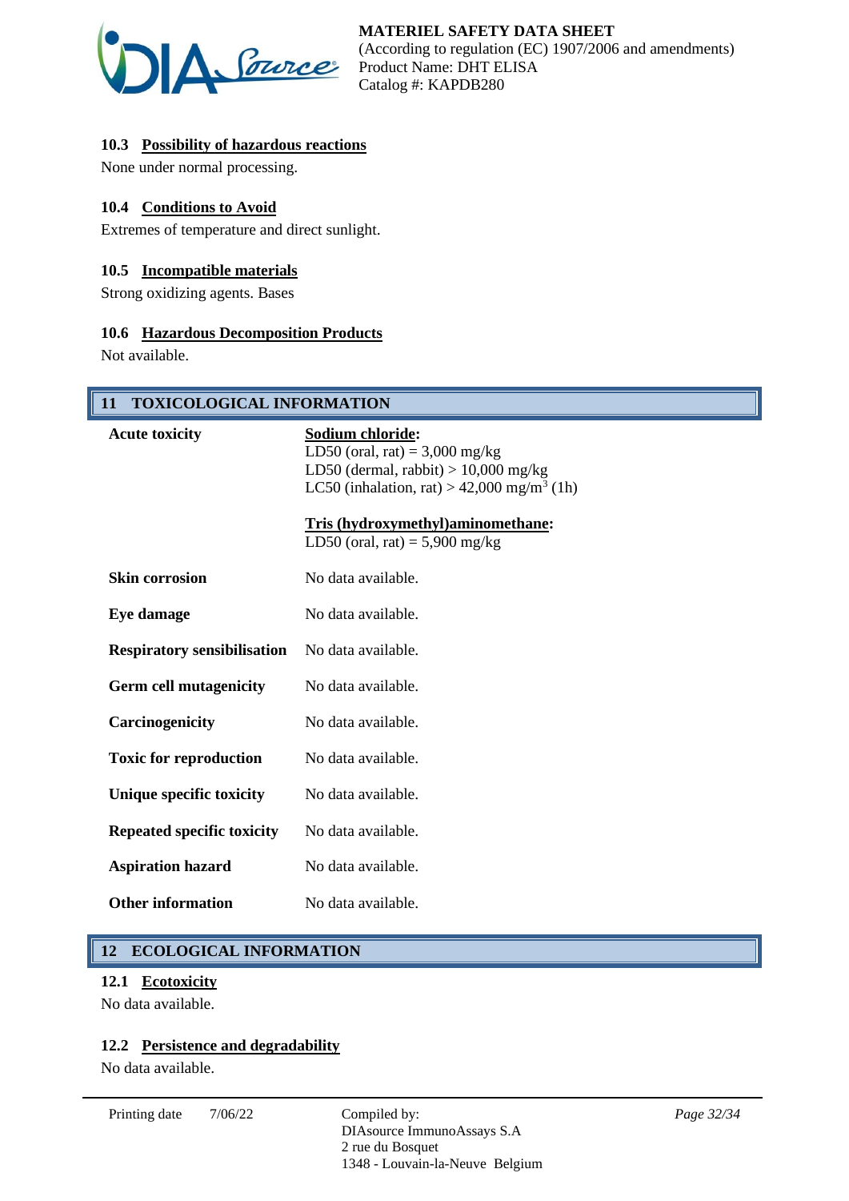### 10.3 Possibility of hazardous reactions

None under normal processing.

### 10.4 Conditions to Avoid

Extremes of temperature and direct sunlight.

### 10.5 Incompatible materials

Strong oxidizing agents. Bases

### 10.6 Hazardous Decomposition Products

Not available.

## 11 TOXICOLOGICAL INFORMATION

| | |
|---|---|
| **Acute toxicity** | **Sodium chloride:**<br>LD50 (oral, rat) = 3,000 mg/kg<br>LD50 (dermal, rabbit) > 10,000 mg/kg<br>LC50 (inhalation, rat) > 42,000 mg/m$^3$ (1h)<br><br>**Tris (hydroxymethyl)aminomethane:**<br>LD50 (oral, rat) = 5,900 mg/kg |
| **Skin corrosion** | No data available. |
| **Eye damage** | No data available. |
| **Respiratory sensibilisation** | No data available. |
| **Germ cell mutagenicity** | No data available. |
| **Carcinogenicity** | No data available. |
| **Toxic for reproduction** | No data available. |
| **Unique specific toxicity** | No data available. |
| **Repeated specific toxicity** | No data available. |
| **Aspiration hazard** | No data available. |
| **Other information** | No data available. |

## 12 ECOLOGICAL INFORMATION

### 12.1 Ecotoxicity

No data available.

### 12.2 Persistence and degradability

No data available.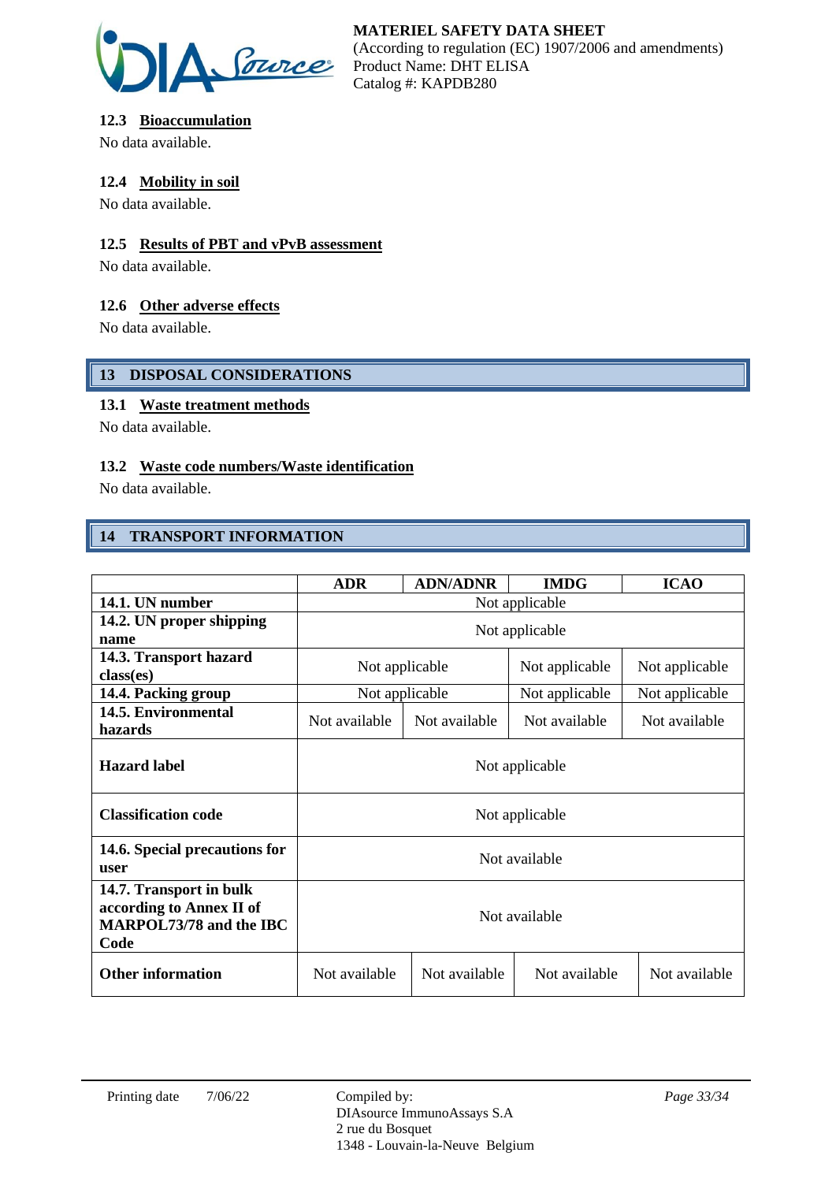### 12.3 Bioaccumulation

No data available.

### 12.4 Mobility in soil

No data available.

### 12.5 Results of PBT and vPvB assessment

No data available.

### 12.6 Other adverse effects

No data available.

## 13 DISPOSAL CONSIDERATIONS

### 13.1 Waste treatment methods

No data available.

### 13.2 Waste code numbers/Waste identification

No data available.

## 14 TRANSPORT INFORMATION

| | ADR | ADN/ADNR | IMDG | ICAO |
|---|---|---|---|---|
| **14.1. UN number** | Not applicable | | | |
| **14.2. UN proper shipping name** | Not applicable | | | |
| **14.3. Transport hazard class(es)** | Not applicable | | Not applicable | Not applicable |
| **14.4. Packing group** | Not applicable | | Not applicable | Not applicable |
| **14.5. Environmental hazards** | Not available | Not available | Not available | Not available |
| **Hazard label** | Not applicable | | | |
| **Classification code** | Not applicable | | | |
| **14.6. Special precautions for user** | Not available | | | |
| **14.7. Transport in bulk according to Annex II of MARPOL73/78 and the IBC Code** | Not available | | | |
| **Other information** | Not available | Not available | Not available | Not available |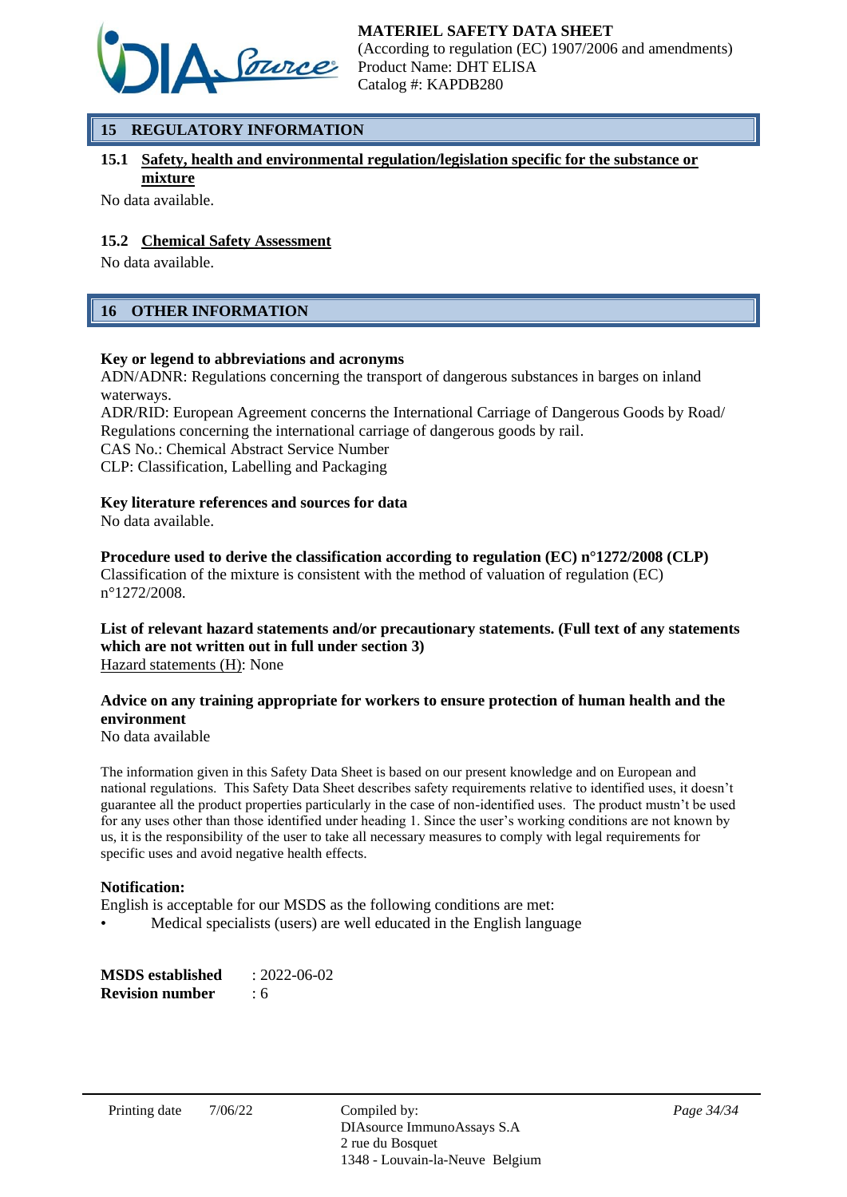## 15 REGULATORY INFORMATION

### 15.1 Safety, health and environmental regulation/legislation specific for the substance or mixture

No data available.

### 15.2 Chemical Safety Assessment

No data available.

## 16 OTHER INFORMATION

**Key or legend to abbreviations and acronyms**

ADN/ADNR: Regulations concerning the transport of dangerous substances in barges on inland waterways.

ADR/RID: European Agreement concerns the International Carriage of Dangerous Goods by Road/ Regulations concerning the international carriage of dangerous goods by rail.

CAS No.: Chemical Abstract Service Number

CLP: Classification, Labelling and Packaging

**Key literature references and sources for data**

No data available.

**Procedure used to derive the classification according to regulation (EC) n°1272/2008 (CLP)**

Classification of the mixture is consistent with the method of valuation of regulation (EC) n°1272/2008.

**List of relevant hazard statements and/or precautionary statements. (Full text of any statements which are not written out in full under section 3)**

Hazard statements (H): None

**Advice on any training appropriate for workers to ensure protection of human health and the environment**

No data available

The information given in this Safety Data Sheet is based on our present knowledge and on European and national regulations. This Safety Data Sheet describes safety requirements relative to identified uses, it doesn't guarantee all the product properties particularly in the case of non-identified uses. The product mustn't be used for any uses other than those identified under heading 1. Since the user's working conditions are not known by us, it is the responsibility of the user to take all necessary measures to comply with legal requirements for specific uses and avoid negative health effects.

**Notification:**

English is acceptable for our MSDS as the following conditions are met:

- Medical specialists (users) are well educated in the English language

**MSDS established** : 2022-06-02

**Revision number** : 6